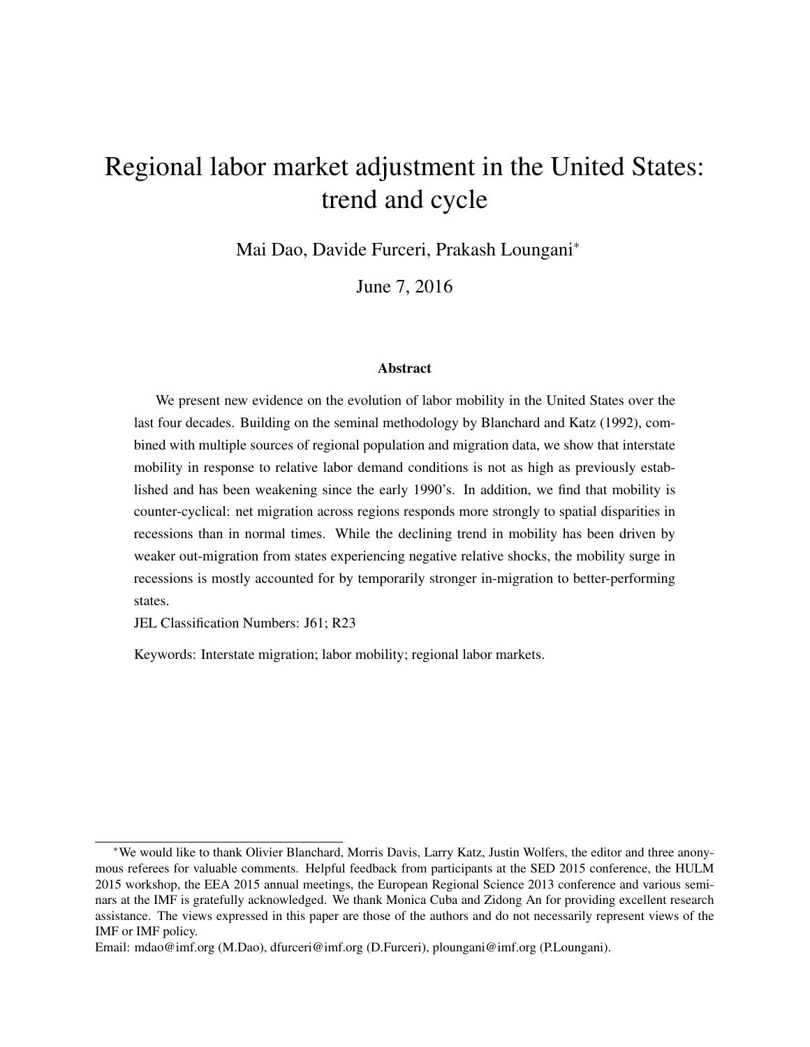# Regional labor market adjustment in the United States: trend and cycle

Mai Dao, Davide Furceri, Prakash Loungani*

June 7, 2016

### Abstract

We present new evidence on the evolution of labor mobility in the United States over the last four decades. Building on the seminal methodology by Blanchard and Katz (1992), combined with multiple sources of regional population and migration data, we show that interstate mobility in response to relative labor demand conditions is not as high as previously established and has been weakening since the early 1990's. In addition, we find that mobility is counter-cyclical: net migration across regions responds more strongly to spatial disparities in recessions than in normal times. While the declining trend in mobility has been driven by weaker out-migration from states experiencing negative relative shocks, the mobility surge in recessions is mostly accounted for by temporarily stronger in-migration to better-performing states.

JEL Classification Numbers: J61; R23

Keywords: Interstate migration; labor mobility; regional labor markets.

---

*We would like to thank Olivier Blanchard, Morris Davis, Larry Katz, Justin Wolfers, the editor and three anonymous referees for valuable comments. Helpful feedback from participants at the SED 2015 conference, the HULM 2015 workshop, the EEA 2015 annual meetings, the European Regional Science 2013 conference and various seminars at the IMF is gratefully acknowledged. We thank Monica Cuba and Zidong An for providing excellent research assistance. The views expressed in this paper are those of the authors and do not necessarily represent views of the IMF or IMF policy.

Email: mdao@imf.org (M.Dao), dfurceri@imf.org (D.Furceri), ploungani@imf.org (P.Loungani).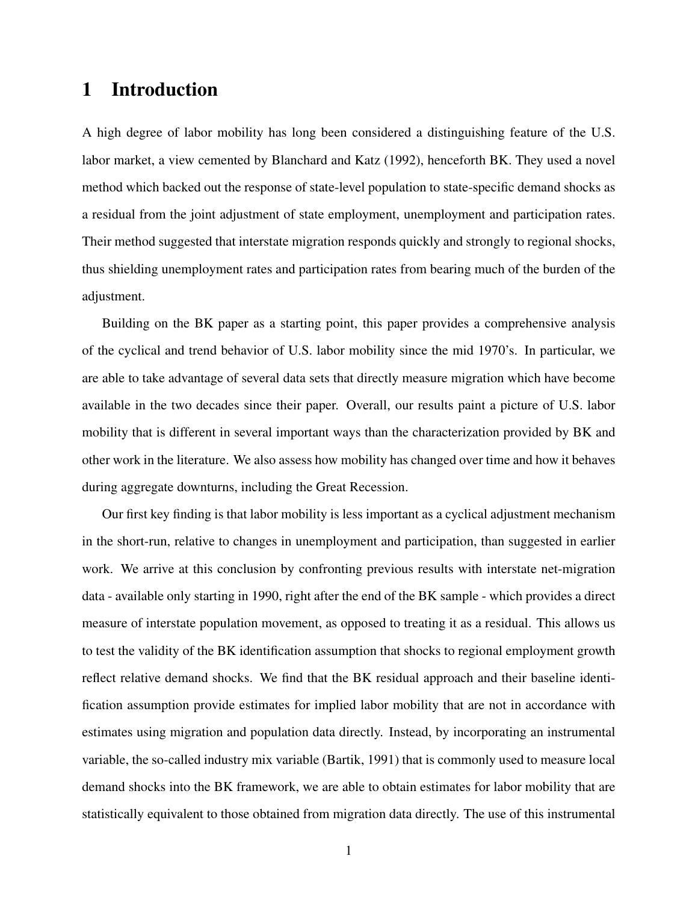# 1 Introduction

A high degree of labor mobility has long been considered a distinguishing feature of the U.S. labor market, a view cemented by Blanchard and Katz (1992), henceforth BK. They used a novel method which backed out the response of state-level population to state-specific demand shocks as a residual from the joint adjustment of state employment, unemployment and participation rates. Their method suggested that interstate migration responds quickly and strongly to regional shocks, thus shielding unemployment rates and participation rates from bearing much of the burden of the adjustment.

Building on the BK paper as a starting point, this paper provides a comprehensive analysis of the cyclical and trend behavior of U.S. labor mobility since the mid 1970's. In particular, we are able to take advantage of several data sets that directly measure migration which have become available in the two decades since their paper. Overall, our results paint a picture of U.S. labor mobility that is different in several important ways than the characterization provided by BK and other work in the literature. We also assess how mobility has changed over time and how it behaves during aggregate downturns, including the Great Recession.

Our first key finding is that labor mobility is less important as a cyclical adjustment mechanism in the short-run, relative to changes in unemployment and participation, than suggested in earlier work. We arrive at this conclusion by confronting previous results with interstate net-migration data - available only starting in 1990, right after the end of the BK sample - which provides a direct measure of interstate population movement, as opposed to treating it as a residual. This allows us to test the validity of the BK identification assumption that shocks to regional employment growth reflect relative demand shocks. We find that the BK residual approach and their baseline identification assumption provide estimates for implied labor mobility that are not in accordance with estimates using migration and population data directly. Instead, by incorporating an instrumental variable, the so-called industry mix variable (Bartik, 1991) that is commonly used to measure local demand shocks into the BK framework, we are able to obtain estimates for labor mobility that are statistically equivalent to those obtained from migration data directly. The use of this instrumental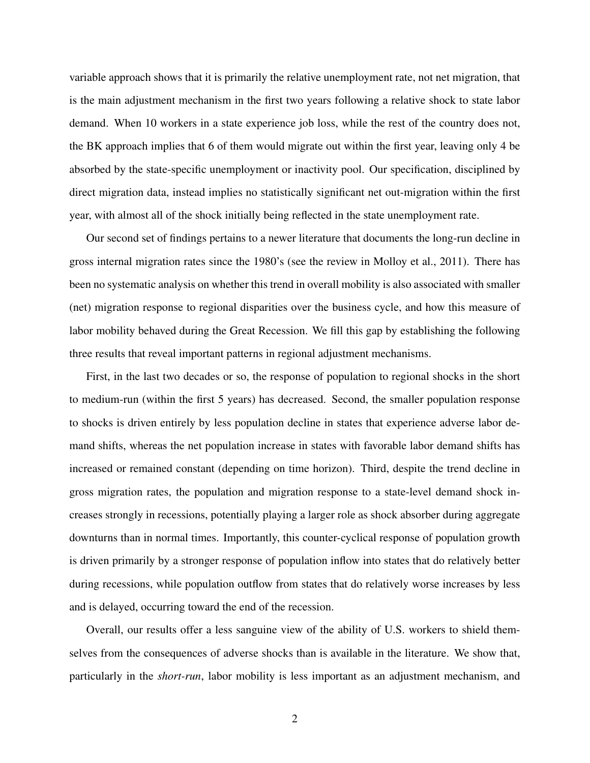variable approach shows that it is primarily the relative unemployment rate, not net migration, that is the main adjustment mechanism in the first two years following a relative shock to state labor demand. When 10 workers in a state experience job loss, while the rest of the country does not, the BK approach implies that 6 of them would migrate out within the first year, leaving only 4 be absorbed by the state-specific unemployment or inactivity pool. Our specification, disciplined by direct migration data, instead implies no statistically significant net out-migration within the first year, with almost all of the shock initially being reflected in the state unemployment rate.

Our second set of findings pertains to a newer literature that documents the long-run decline in gross internal migration rates since the 1980's (see the review in Molloy et al., 2011). There has been no systematic analysis on whether this trend in overall mobility is also associated with smaller (net) migration response to regional disparities over the business cycle, and how this measure of labor mobility behaved during the Great Recession. We fill this gap by establishing the following three results that reveal important patterns in regional adjustment mechanisms.

First, in the last two decades or so, the response of population to regional shocks in the short to medium-run (within the first 5 years) has decreased. Second, the smaller population response to shocks is driven entirely by less population decline in states that experience adverse labor demand shifts, whereas the net population increase in states with favorable labor demand shifts has increased or remained constant (depending on time horizon). Third, despite the trend decline in gross migration rates, the population and migration response to a state-level demand shock increases strongly in recessions, potentially playing a larger role as shock absorber during aggregate downturns than in normal times. Importantly, this counter-cyclical response of population growth is driven primarily by a stronger response of population inflow into states that do relatively better during recessions, while population outflow from states that do relatively worse increases by less and is delayed, occurring toward the end of the recession.

Overall, our results offer a less sanguine view of the ability of U.S. workers to shield themselves from the consequences of adverse shocks than is available in the literature. We show that, particularly in the *short-run*, labor mobility is less important as an adjustment mechanism, and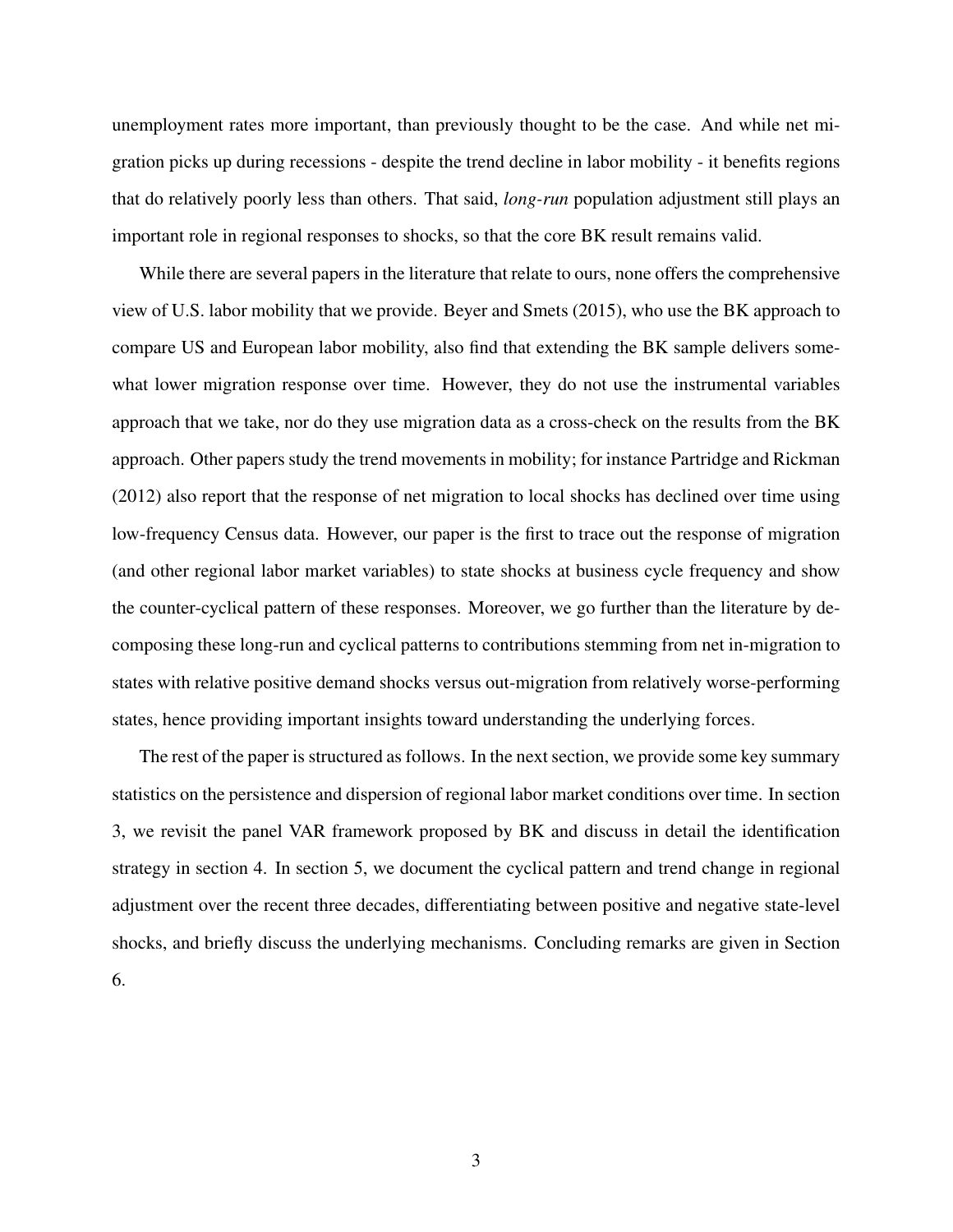unemployment rates more important, than previously thought to be the case. And while net migration picks up during recessions - despite the trend decline in labor mobility - it benefits regions that do relatively poorly less than others. That said, *long-run* population adjustment still plays an important role in regional responses to shocks, so that the core BK result remains valid.

While there are several papers in the literature that relate to ours, none offers the comprehensive view of U.S. labor mobility that we provide. Beyer and Smets (2015), who use the BK approach to compare US and European labor mobility, also find that extending the BK sample delivers somewhat lower migration response over time. However, they do not use the instrumental variables approach that we take, nor do they use migration data as a cross-check on the results from the BK approach. Other papers study the trend movements in mobility; for instance Partridge and Rickman (2012) also report that the response of net migration to local shocks has declined over time using low-frequency Census data. However, our paper is the first to trace out the response of migration (and other regional labor market variables) to state shocks at business cycle frequency and show the counter-cyclical pattern of these responses. Moreover, we go further than the literature by decomposing these long-run and cyclical patterns to contributions stemming from net in-migration to states with relative positive demand shocks versus out-migration from relatively worse-performing states, hence providing important insights toward understanding the underlying forces.

The rest of the paper is structured as follows. In the next section, we provide some key summary statistics on the persistence and dispersion of regional labor market conditions over time. In section 3, we revisit the panel VAR framework proposed by BK and discuss in detail the identification strategy in section 4. In section 5, we document the cyclical pattern and trend change in regional adjustment over the recent three decades, differentiating between positive and negative state-level shocks, and briefly discuss the underlying mechanisms. Concluding remarks are given in Section 6.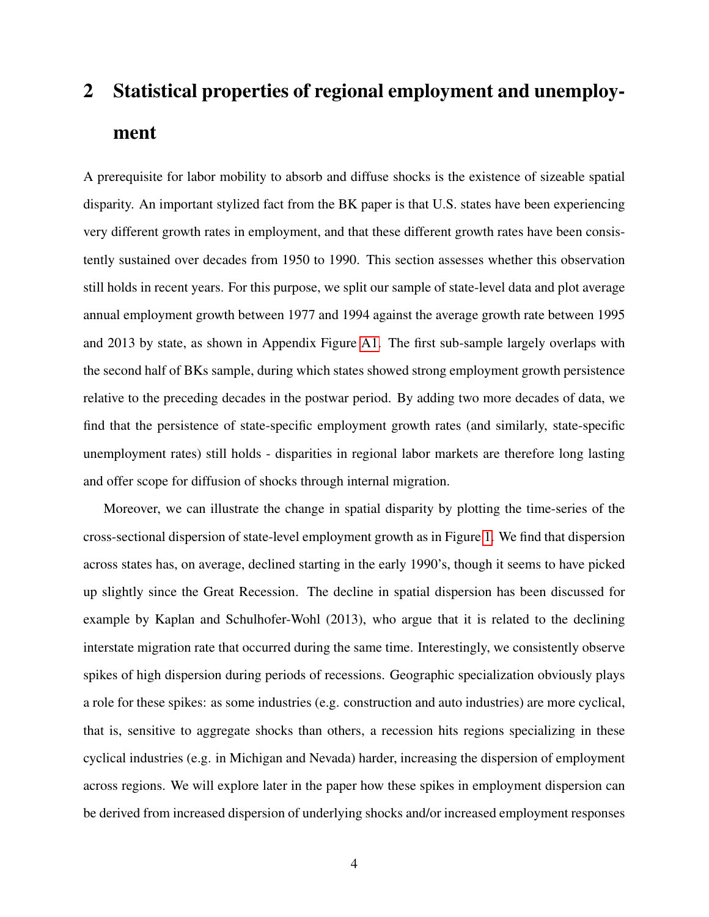# 2 Statistical properties of regional employment and unemployment

A prerequisite for labor mobility to absorb and diffuse shocks is the existence of sizeable spatial disparity. An important stylized fact from the BK paper is that U.S. states have been experiencing very different growth rates in employment, and that these different growth rates have been consistently sustained over decades from 1950 to 1990. This section assesses whether this observation still holds in recent years. For this purpose, we split our sample of state-level data and plot average annual employment growth between 1977 and 1994 against the average growth rate between 1995 and 2013 by state, as shown in Appendix Figure A1. The first sub-sample largely overlaps with the second half of BKs sample, during which states showed strong employment growth persistence relative to the preceding decades in the postwar period. By adding two more decades of data, we find that the persistence of state-specific employment growth rates (and similarly, state-specific unemployment rates) still holds - disparities in regional labor markets are therefore long lasting and offer scope for diffusion of shocks through internal migration.

Moreover, we can illustrate the change in spatial disparity by plotting the time-series of the cross-sectional dispersion of state-level employment growth as in Figure 1. We find that dispersion across states has, on average, declined starting in the early 1990's, though it seems to have picked up slightly since the Great Recession. The decline in spatial dispersion has been discussed for example by Kaplan and Schulhofer-Wohl (2013), who argue that it is related to the declining interstate migration rate that occurred during the same time. Interestingly, we consistently observe spikes of high dispersion during periods of recessions. Geographic specialization obviously plays a role for these spikes: as some industries (e.g. construction and auto industries) are more cyclical, that is, sensitive to aggregate shocks than others, a recession hits regions specializing in these cyclical industries (e.g. in Michigan and Nevada) harder, increasing the dispersion of employment across regions. We will explore later in the paper how these spikes in employment dispersion can be derived from increased dispersion of underlying shocks and/or increased employment responses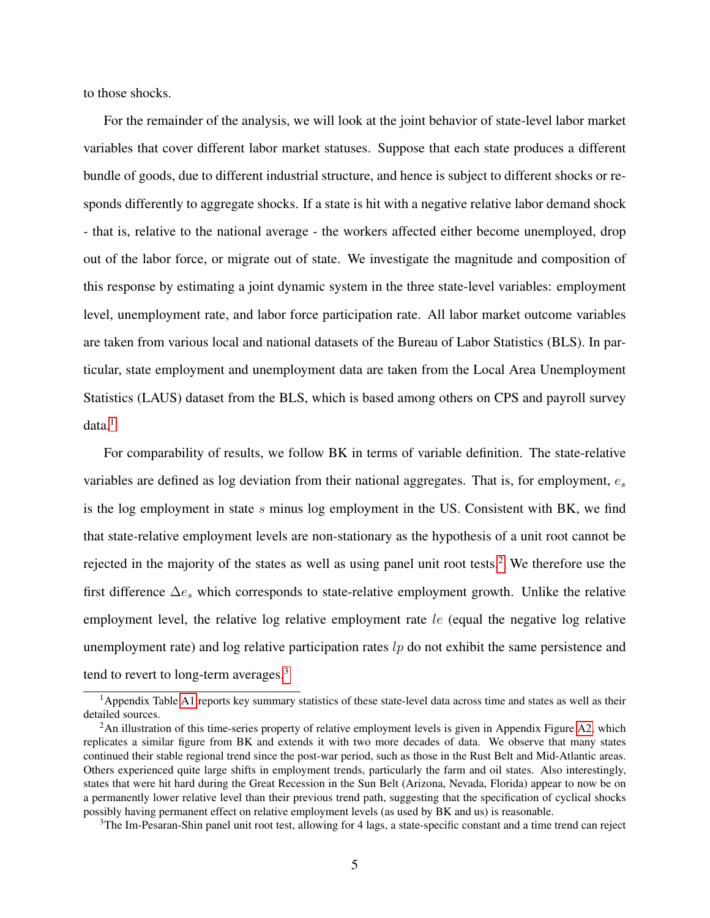to those shocks.

For the remainder of the analysis, we will look at the joint behavior of state-level labor market variables that cover different labor market statuses. Suppose that each state produces a different bundle of goods, due to different industrial structure, and hence is subject to different shocks or responds differently to aggregate shocks. If a state is hit with a negative relative labor demand shock - that is, relative to the national average - the workers affected either become unemployed, drop out of the labor force, or migrate out of state. We investigate the magnitude and composition of this response by estimating a joint dynamic system in the three state-level variables: employment level, unemployment rate, and labor force participation rate. All labor market outcome variables are taken from various local and national datasets of the Bureau of Labor Statistics (BLS). In particular, state employment and unemployment data are taken from the Local Area Unemployment Statistics (LAUS) dataset from the BLS, which is based among others on CPS and payroll survey data.[1]

For comparability of results, we follow BK in terms of variable definition. The state-relative variables are defined as log deviation from their national aggregates. That is, for employment, $e_s$ is the log employment in state $s$ minus log employment in the US. Consistent with BK, we find that state-relative employment levels are non-stationary as the hypothesis of a unit root cannot be rejected in the majority of the states as well as using panel unit root tests.[2] We therefore use the first difference $\Delta e_s$ which corresponds to state-relative employment growth. Unlike the relative employment level, the relative log relative employment rate $le$ (equal the negative log relative unemployment rate) and log relative participation rates $lp$ do not exhibit the same persistence and tend to revert to long-term averages.[3]

---

[1] Appendix Table A1 reports key summary statistics of these state-level data across time and states as well as their detailed sources.

[2] An illustration of this time-series property of relative employment levels is given in Appendix Figure A2, which replicates a similar figure from BK and extends it with two more decades of data. We observe that many states continued their stable regional trend since the post-war period, such as those in the Rust Belt and Mid-Atlantic areas. Others experienced quite large shifts in employment trends, particularly the farm and oil states. Also interestingly, states that were hit hard during the Great Recession in the Sun Belt (Arizona, Nevada, Florida) appear to now be on a permanently lower relative level than their previous trend path, suggesting that the specification of cyclical shocks possibly having permanent effect on relative employment levels (as used by BK and us) is reasonable.

[3] The Im-Pesaran-Shin panel unit root test, allowing for 4 lags, a state-specific constant and a time trend can reject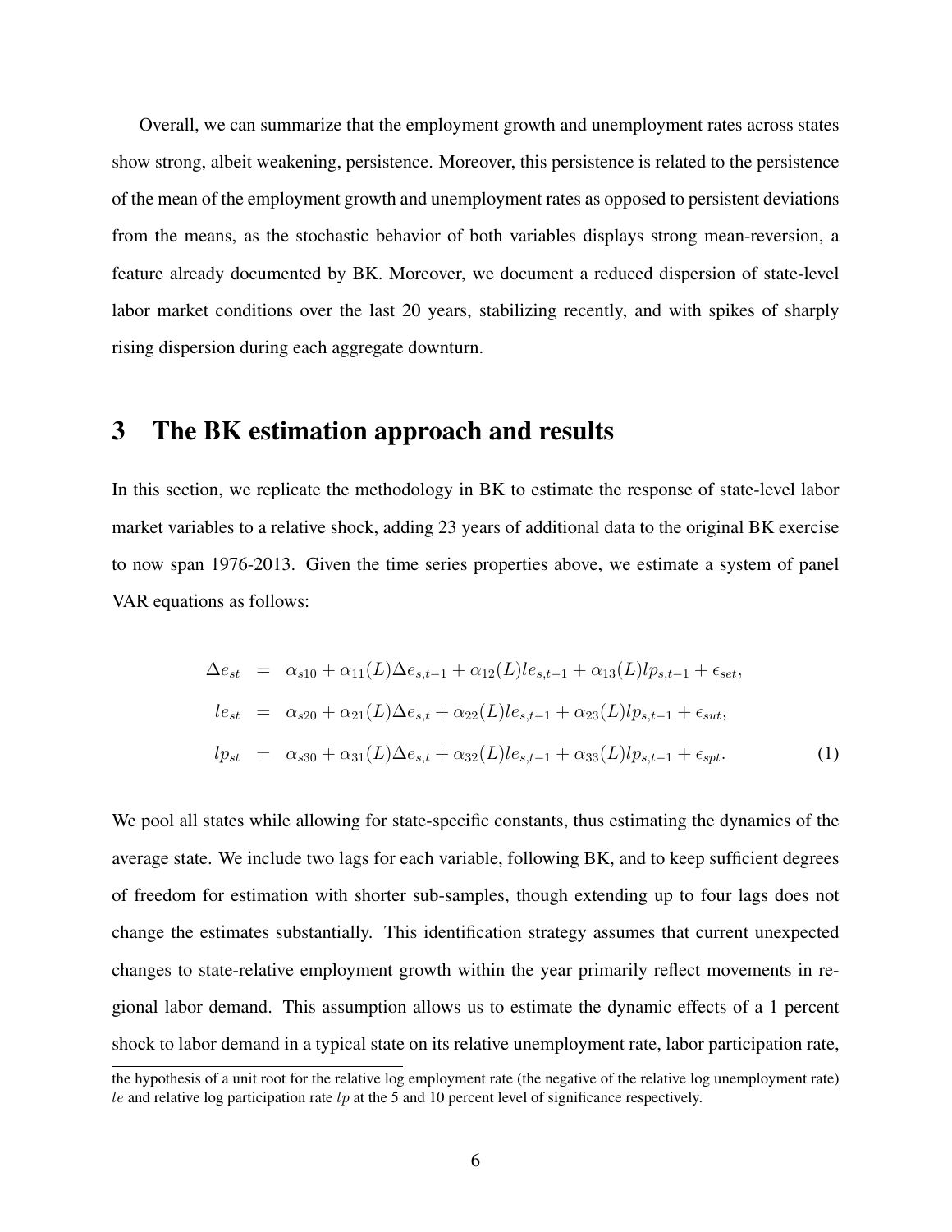Overall, we can summarize that the employment growth and unemployment rates across states show strong, albeit weakening, persistence. Moreover, this persistence is related to the persistence of the mean of the employment growth and unemployment rates as opposed to persistent deviations from the means, as the stochastic behavior of both variables displays strong mean-reversion, a feature already documented by BK. Moreover, we document a reduced dispersion of state-level labor market conditions over the last 20 years, stabilizing recently, and with spikes of sharply rising dispersion during each aggregate downturn.

# 3 The BK estimation approach and results

In this section, we replicate the methodology in BK to estimate the response of state-level labor market variables to a relative shock, adding 23 years of additional data to the original BK exercise to now span 1976-2013. Given the time series properties above, we estimate a system of panel VAR equations as follows:

$$
\begin{aligned}
\Delta e_{st} &= \alpha_{s10} + \alpha_{11}(L)\Delta e_{s,t-1} + \alpha_{12}(L)le_{s,t-1} + \alpha_{13}(L)lp_{s,t-1} + \epsilon_{set}, \\
le_{st} &= \alpha_{s20} + \alpha_{21}(L)\Delta e_{s,t} + \alpha_{22}(L)le_{s,t-1} + \alpha_{23}(L)lp_{s,t-1} + \epsilon_{sut}, \\
lp_{st} &= \alpha_{s30} + \alpha_{31}(L)\Delta e_{s,t} + \alpha_{32}(L)le_{s,t-1} + \alpha_{33}(L)lp_{s,t-1} + \epsilon_{spt}.
\end{aligned} \tag{1}
$$

We pool all states while allowing for state-specific constants, thus estimating the dynamics of the average state. We include two lags for each variable, following BK, and to keep sufficient degrees of freedom for estimation with shorter sub-samples, though extending up to four lags does not change the estimates substantially. This identification strategy assumes that current unexpected changes to state-relative employment growth within the year primarily reflect movements in regional labor demand. This assumption allows us to estimate the dynamic effects of a 1 percent shock to labor demand in a typical state on its relative unemployment rate, labor participation rate,

the hypothesis of a unit root for the relative log employment rate (the negative of the relative log unemployment rate) $le$ and relative log participation rate $lp$ at the 5 and 10 percent level of significance respectively.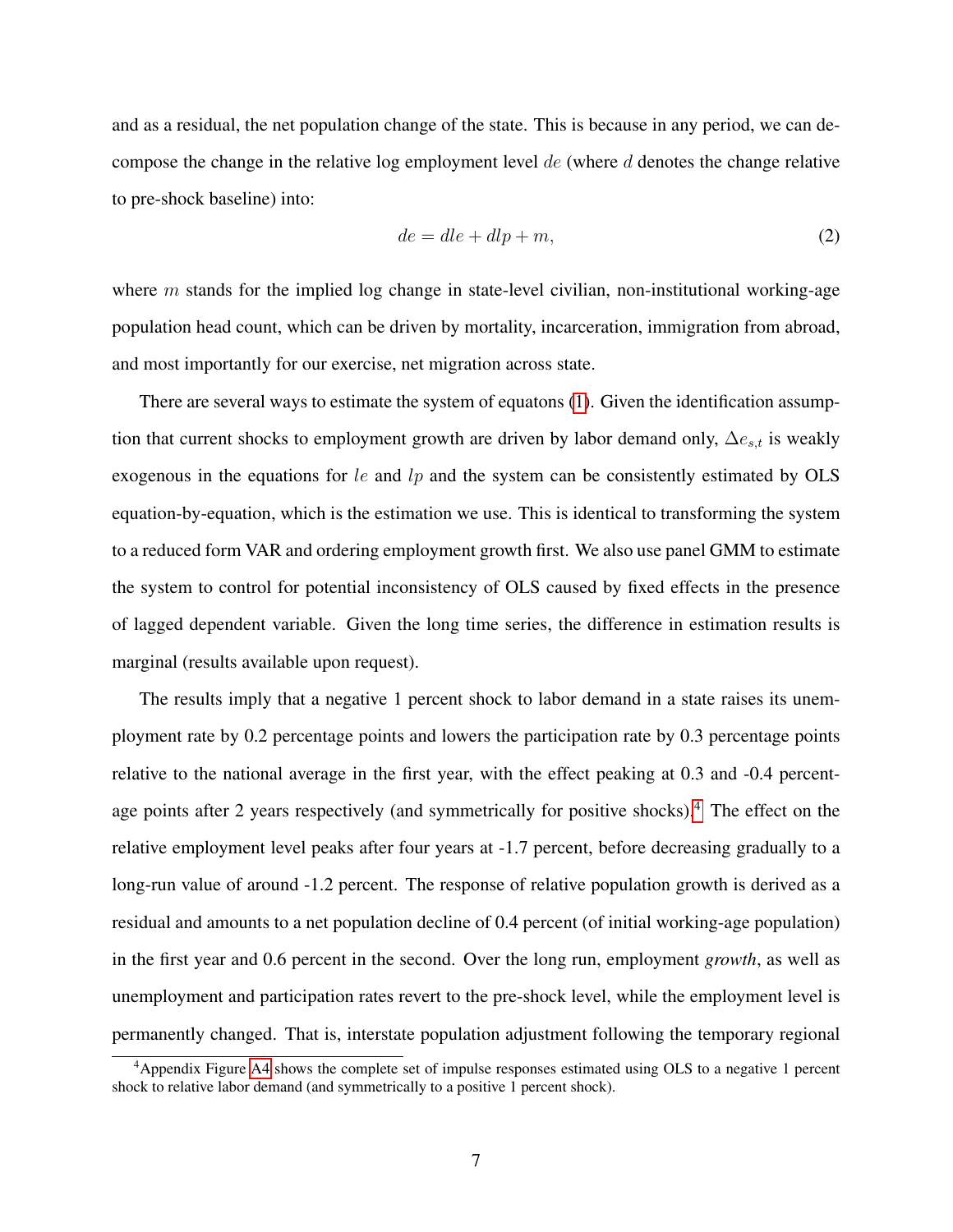and as a residual, the net population change of the state. This is because in any period, we can decompose the change in the relative log employment level $de$ (where $d$ denotes the change relative to pre-shock baseline) into:

$$de = dle + dlp + m, \tag{2}$$

where $m$ stands for the implied log change in state-level civilian, non-institutional working-age population head count, which can be driven by mortality, incarceration, immigration from abroad, and most importantly for our exercise, net migration across state.

There are several ways to estimate the system of equatons (1). Given the identification assumption that current shocks to employment growth are driven by labor demand only, $\Delta e_{s,t}$ is weakly exogenous in the equations for $le$ and $lp$ and the system can be consistently estimated by OLS equation-by-equation, which is the estimation we use. This is identical to transforming the system to a reduced form VAR and ordering employment growth first. We also use panel GMM to estimate the system to control for potential inconsistency of OLS caused by fixed effects in the presence of lagged dependent variable. Given the long time series, the difference in estimation results is marginal (results available upon request).

The results imply that a negative 1 percent shock to labor demand in a state raises its unemployment rate by 0.2 percentage points and lowers the participation rate by 0.3 percentage points relative to the national average in the first year, with the effect peaking at 0.3 and -0.4 percentage points after 2 years respectively (and symmetrically for positive shocks).[4] The effect on the relative employment level peaks after four years at -1.7 percent, before decreasing gradually to a long-run value of around -1.2 percent. The response of relative population growth is derived as a residual and amounts to a net population decline of 0.4 percent (of initial working-age population) in the first year and 0.6 percent in the second. Over the long run, employment *growth*, as well as unemployment and participation rates revert to the pre-shock level, while the employment level is permanently changed. That is, interstate population adjustment following the temporary regional

[4] Appendix Figure A4 shows the complete set of impulse responses estimated using OLS to a negative 1 percent shock to relative labor demand (and symmetrically to a positive 1 percent shock).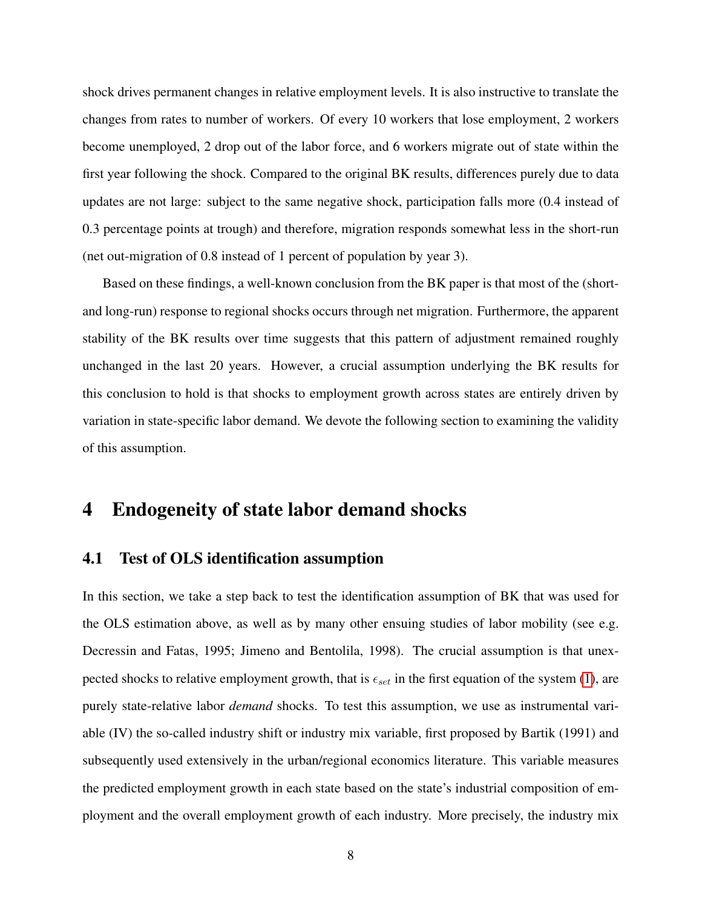shock drives permanent changes in relative employment levels. It is also instructive to translate the changes from rates to number of workers. Of every 10 workers that lose employment, 2 workers become unemployed, 2 drop out of the labor force, and 6 workers migrate out of state within the first year following the shock. Compared to the original BK results, differences purely due to data updates are not large: subject to the same negative shock, participation falls more (0.4 instead of 0.3 percentage points at trough) and therefore, migration responds somewhat less in the short-run (net out-migration of 0.8 instead of 1 percent of population by year 3).

Based on these findings, a well-known conclusion from the BK paper is that most of the (short- and long-run) response to regional shocks occurs through net migration. Furthermore, the apparent stability of the BK results over time suggests that this pattern of adjustment remained roughly unchanged in the last 20 years. However, a crucial assumption underlying the BK results for this conclusion to hold is that shocks to employment growth across states are entirely driven by variation in state-specific labor demand. We devote the following section to examining the validity of this assumption.

# 4 Endogeneity of state labor demand shocks

## 4.1 Test of OLS identification assumption

In this section, we take a step back to test the identification assumption of BK that was used for the OLS estimation above, as well as by many other ensuing studies of labor mobility (see e.g. Decressin and Fatas, 1995; Jimeno and Bentolila, 1998). The crucial assumption is that unexpected shocks to relative employment growth, that is $\epsilon_{set}$ in the first equation of the system (1), are purely state-relative labor *demand* shocks. To test this assumption, we use as instrumental variable (IV) the so-called industry shift or industry mix variable, first proposed by Bartik (1991) and subsequently used extensively in the urban/regional economics literature. This variable measures the predicted employment growth in each state based on the state's industrial composition of employment and the overall employment growth of each industry. More precisely, the industry mix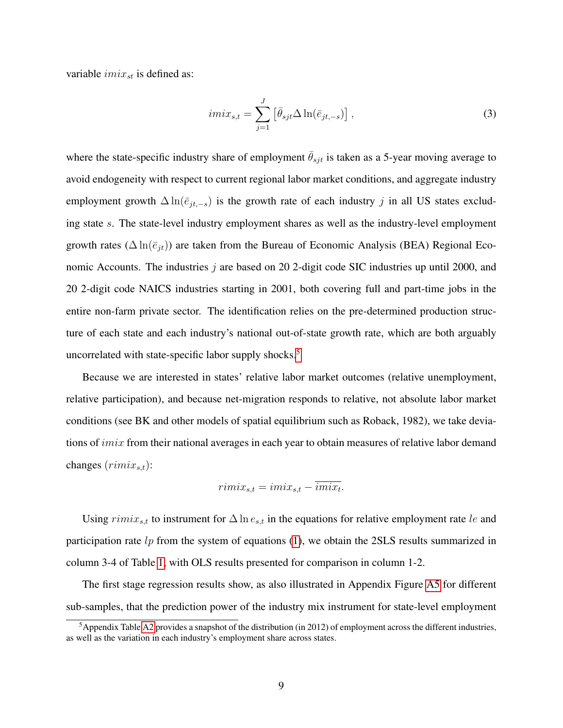variable $imix_{st}$ is defined as:

$$imix_{s,t} = \sum_{j=1}^{J} \left[ \bar{\theta}_{sjt} \Delta \ln(\bar{e}_{jt,-s}) \right], \tag{3}$$

where the state-specific industry share of employment $\bar{\theta}_{sjt}$ is taken as a 5-year moving average to avoid endogeneity with respect to current regional labor market conditions, and aggregate industry employment growth $\Delta \ln(\bar{e}_{jt,-s})$ is the growth rate of each industry $j$ in all US states excluding state $s$. The state-level industry employment shares as well as the industry-level employment growth rates ($\Delta \ln(\bar{e}_{jt})$) are taken from the Bureau of Economic Analysis (BEA) Regional Economic Accounts. The industries $j$ are based on 20 2-digit code SIC industries up until 2000, and 20 2-digit code NAICS industries starting in 2001, both covering full and part-time jobs in the entire non-farm private sector. The identification relies on the pre-determined production structure of each state and each industry's national out-of-state growth rate, which are both arguably uncorrelated with state-specific labor supply shocks.[5]

Because we are interested in states' relative labor market outcomes (relative unemployment, relative participation), and because net-migration responds to relative, not absolute labor market conditions (see BK and other models of spatial equilibrium such as Roback, 1982), we take deviations of $imix$ from their national averages in each year to obtain measures of relative labor demand changes ($rimix_{s,t}$):

$$rimix_{s,t} = imix_{s,t} - \overline{imix_t}.$$

Using $rimix_{s,t}$ to instrument for $\Delta \ln e_{s,t}$ in the equations for relative employment rate $le$ and participation rate $lp$ from the system of equations (1), we obtain the 2SLS results summarized in column 3-4 of Table 1, with OLS results presented for comparison in column 1-2.

The first stage regression results show, as also illustrated in Appendix Figure A5 for different sub-samples, that the prediction power of the industry mix instrument for state-level employment

[5] Appendix Table A2 provides a snapshot of the distribution (in 2012) of employment across the different industries, as well as the variation in each industry's employment share across states.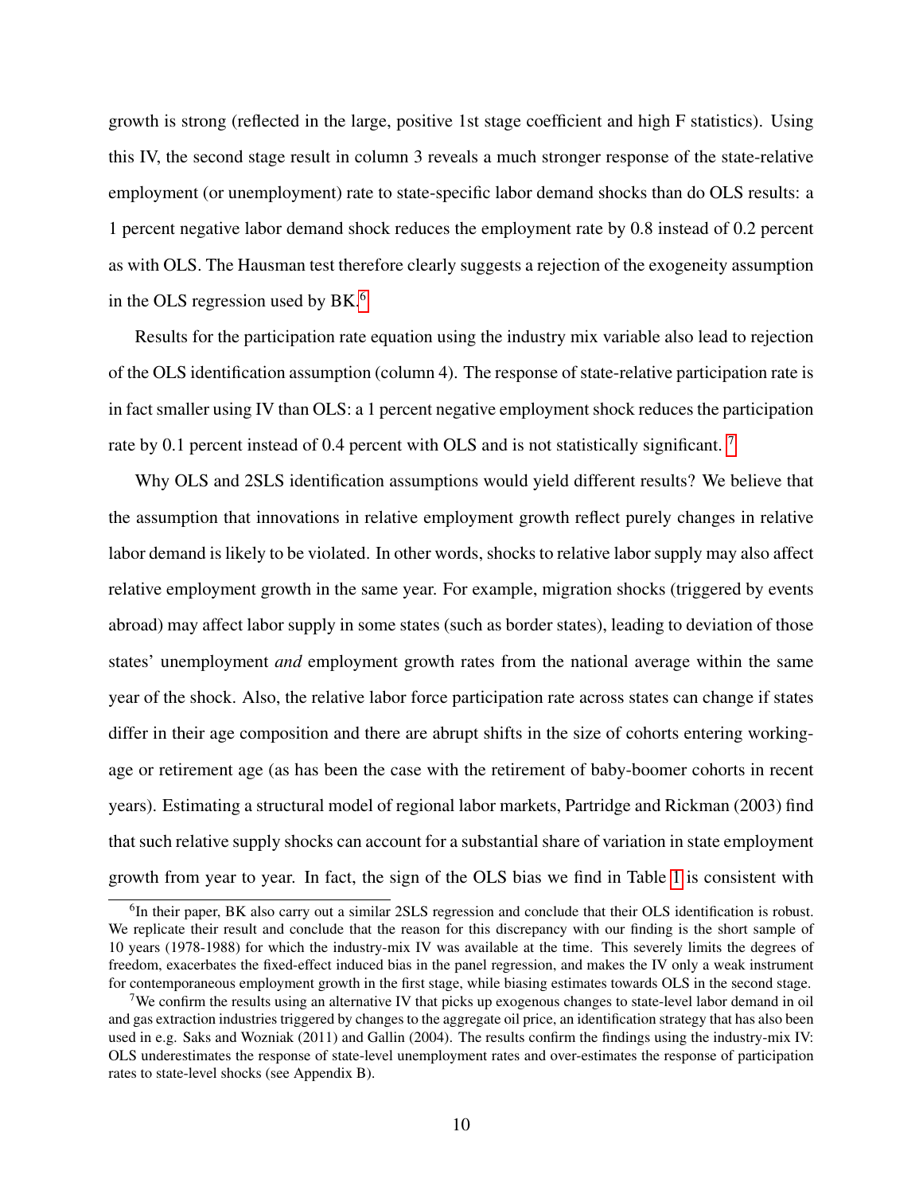growth is strong (reflected in the large, positive 1st stage coefficient and high F statistics). Using this IV, the second stage result in column 3 reveals a much stronger response of the state-relative employment (or unemployment) rate to state-specific labor demand shocks than do OLS results: a 1 percent negative labor demand shock reduces the employment rate by 0.8 instead of 0.2 percent as with OLS. The Hausman test therefore clearly suggests a rejection of the exogeneity assumption in the OLS regression used by BK.[6]

Results for the participation rate equation using the industry mix variable also lead to rejection of the OLS identification assumption (column 4). The response of state-relative participation rate is in fact smaller using IV than OLS: a 1 percent negative employment shock reduces the participation rate by 0.1 percent instead of 0.4 percent with OLS and is not statistically significant. [7]

Why OLS and 2SLS identification assumptions would yield different results? We believe that the assumption that innovations in relative employment growth reflect purely changes in relative labor demand is likely to be violated. In other words, shocks to relative labor supply may also affect relative employment growth in the same year. For example, migration shocks (triggered by events abroad) may affect labor supply in some states (such as border states), leading to deviation of those states' unemployment *and* employment growth rates from the national average within the same year of the shock. Also, the relative labor force participation rate across states can change if states differ in their age composition and there are abrupt shifts in the size of cohorts entering working-age or retirement age (as has been the case with the retirement of baby-boomer cohorts in recent years). Estimating a structural model of regional labor markets, Partridge and Rickman (2003) find that such relative supply shocks can account for a substantial share of variation in state employment growth from year to year. In fact, the sign of the OLS bias we find in Table 1 is consistent with

[6] In their paper, BK also carry out a similar 2SLS regression and conclude that their OLS identification is robust. We replicate their result and conclude that the reason for this discrepancy with our finding is the short sample of 10 years (1978-1988) for which the industry-mix IV was available at the time. This severely limits the degrees of freedom, exacerbates the fixed-effect induced bias in the panel regression, and makes the IV only a weak instrument for contemporaneous employment growth in the first stage, while biasing estimates towards OLS in the second stage.

[7] We confirm the results using an alternative IV that picks up exogenous changes to state-level labor demand in oil and gas extraction industries triggered by changes to the aggregate oil price, an identification strategy that has also been used in e.g. Saks and Wozniak (2011) and Gallin (2004). The results confirm the findings using the industry-mix IV: OLS underestimates the response of state-level unemployment rates and over-estimates the response of participation rates to state-level shocks (see Appendix B).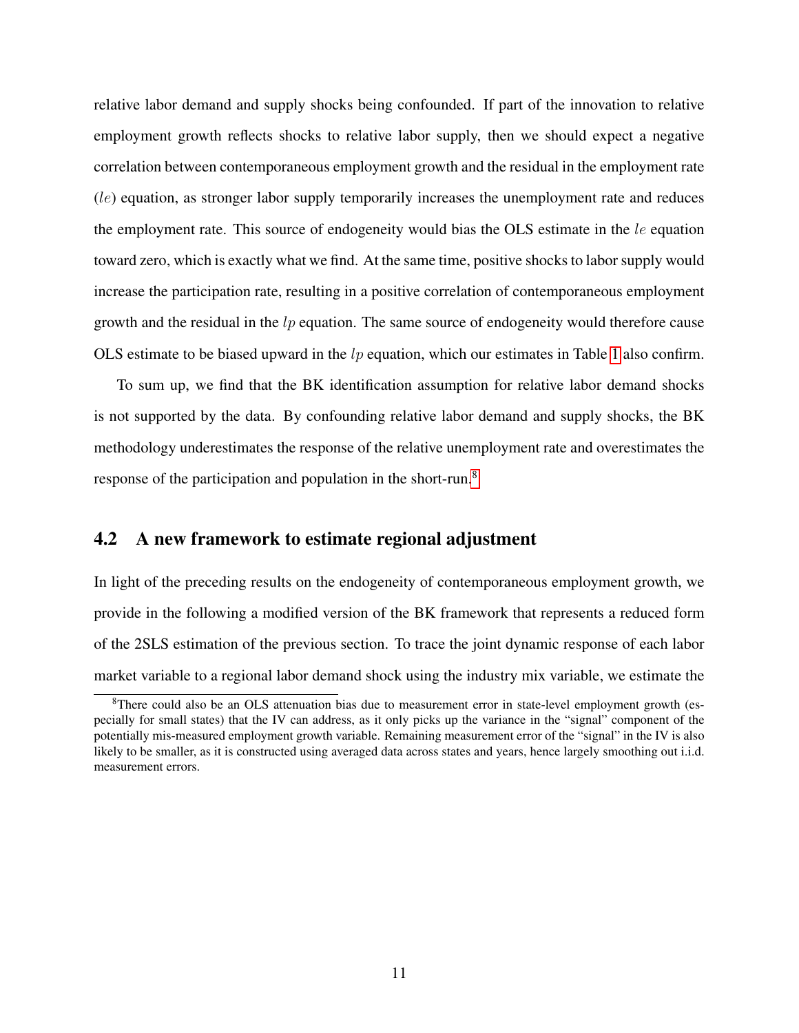relative labor demand and supply shocks being confounded. If part of the innovation to relative employment growth reflects shocks to relative labor supply, then we should expect a negative correlation between contemporaneous employment growth and the residual in the employment rate ($le$) equation, as stronger labor supply temporarily increases the unemployment rate and reduces the employment rate. This source of endogeneity would bias the OLS estimate in the $le$ equation toward zero, which is exactly what we find. At the same time, positive shocks to labor supply would increase the participation rate, resulting in a positive correlation of contemporaneous employment growth and the residual in the $lp$ equation. The same source of endogeneity would therefore cause OLS estimate to be biased upward in the $lp$ equation, which our estimates in Table 1 also confirm.

To sum up, we find that the BK identification assumption for relative labor demand shocks is not supported by the data. By confounding relative labor demand and supply shocks, the BK methodology underestimates the response of the relative unemployment rate and overestimates the response of the participation and population in the short-run.[8]

## 4.2 A new framework to estimate regional adjustment

In light of the preceding results on the endogeneity of contemporaneous employment growth, we provide in the following a modified version of the BK framework that represents a reduced form of the 2SLS estimation of the previous section. To trace the joint dynamic response of each labor market variable to a regional labor demand shock using the industry mix variable, we estimate the

[8] There could also be an OLS attenuation bias due to measurement error in state-level employment growth (especially for small states) that the IV can address, as it only picks up the variance in the "signal" component of the potentially mis-measured employment growth variable. Remaining measurement error of the "signal" in the IV is also likely to be smaller, as it is constructed using averaged data across states and years, hence largely smoothing out i.i.d. measurement errors.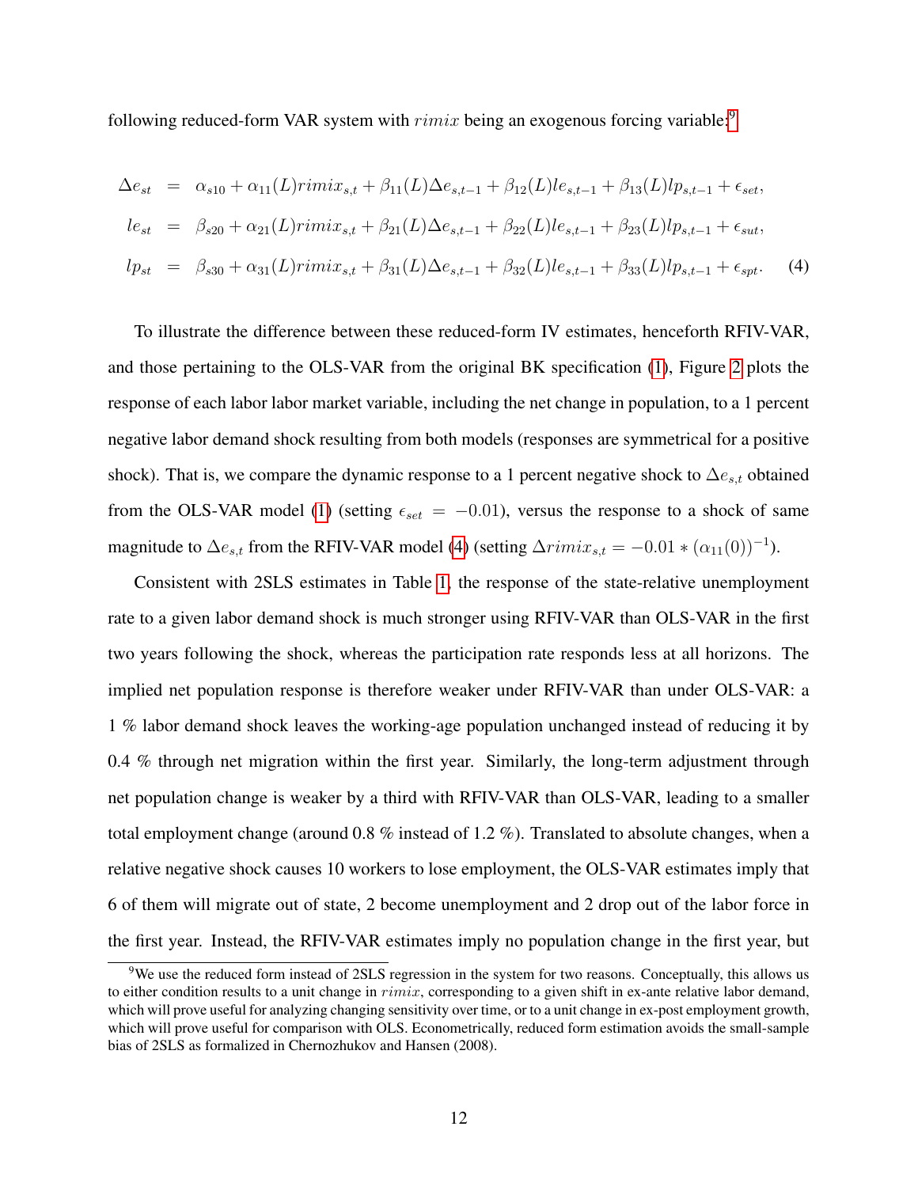following reduced-form VAR system with $rimix$ being an exogenous forcing variable:[9]

$$
\begin{aligned}
\Delta e_{st} &= \alpha_{s10} + \alpha_{11}(L) rimix_{s,t} + \beta_{11}(L)\Delta e_{s,t-1} + \beta_{12}(L) le_{s,t-1} + \beta_{13}(L) lp_{s,t-1} + \epsilon_{set}, \\
le_{st} &= \beta_{s20} + \alpha_{21}(L) rimix_{s,t} + \beta_{21}(L)\Delta e_{s,t-1} + \beta_{22}(L) le_{s,t-1} + \beta_{23}(L) lp_{s,t-1} + \epsilon_{sut}, \\
lp_{st} &= \beta_{s30} + \alpha_{31}(L) rimix_{s,t} + \beta_{31}(L)\Delta e_{s,t-1} + \beta_{32}(L) le_{s,t-1} + \beta_{33}(L) lp_{s,t-1} + \epsilon_{spt}. \qquad (4)
\end{aligned}
$$

To illustrate the difference between these reduced-form IV estimates, henceforth RFIV-VAR, and those pertaining to the OLS-VAR from the original BK specification (1), Figure 2 plots the response of each labor labor market variable, including the net change in population, to a 1 percent negative labor demand shock resulting from both models (responses are symmetrical for a positive shock). That is, we compare the dynamic response to a 1 percent negative shock to $\Delta e_{s,t}$ obtained from the OLS-VAR model (1) (setting $\epsilon_{set} = -0.01$), versus the response to a shock of same magnitude to $\Delta e_{s,t}$ from the RFIV-VAR model (4) (setting $\Delta rimix_{s,t} = -0.01 * (\alpha_{11}(0))^{-1}$).

Consistent with 2SLS estimates in Table 1, the response of the state-relative unemployment rate to a given labor demand shock is much stronger using RFIV-VAR than OLS-VAR in the first two years following the shock, whereas the participation rate responds less at all horizons. The implied net population response is therefore weaker under RFIV-VAR than under OLS-VAR: a 1 % labor demand shock leaves the working-age population unchanged instead of reducing it by 0.4 % through net migration within the first year. Similarly, the long-term adjustment through net population change is weaker by a third with RFIV-VAR than OLS-VAR, leading to a smaller total employment change (around 0.8 % instead of 1.2 %). Translated to absolute changes, when a relative negative shock causes 10 workers to lose employment, the OLS-VAR estimates imply that 6 of them will migrate out of state, 2 become unemployment and 2 drop out of the labor force in the first year. Instead, the RFIV-VAR estimates imply no population change in the first year, but

[9] We use the reduced form instead of 2SLS regression in the system for two reasons. Conceptually, this allows us to either condition results to a unit change in $rimix$, corresponding to a given shift in ex-ante relative labor demand, which will prove useful for analyzing changing sensitivity over time, or to a unit change in ex-post employment growth, which will prove useful for comparison with OLS. Econometrically, reduced form estimation avoids the small-sample bias of 2SLS as formalized in Chernozhukov and Hansen (2008).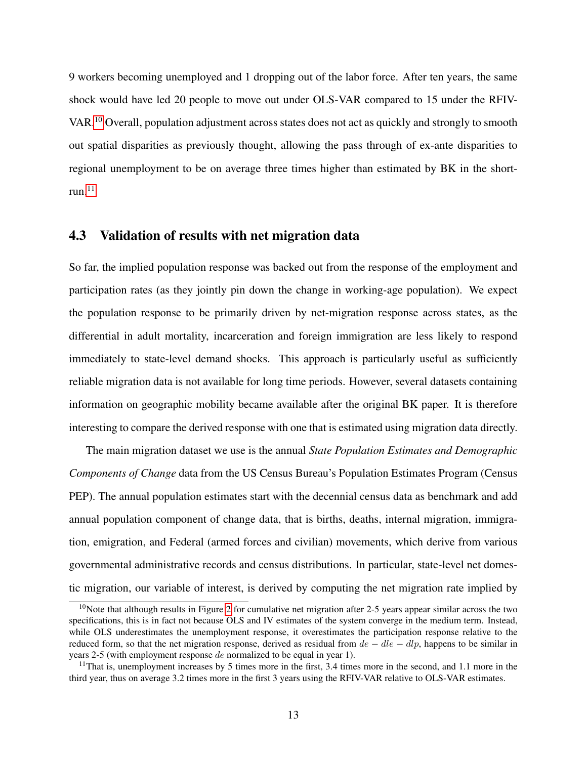9 workers becoming unemployed and 1 dropping out of the labor force. After ten years, the same shock would have led 20 people to move out under OLS-VAR compared to 15 under the RFIV-VAR.[10] Overall, population adjustment across states does not act as quickly and strongly to smooth out spatial disparities as previously thought, allowing the pass through of ex-ante disparities to regional unemployment to be on average three times higher than estimated by BK in the short-run.[11]

### 4.3 Validation of results with net migration data

So far, the implied population response was backed out from the response of the employment and participation rates (as they jointly pin down the change in working-age population). We expect the population response to be primarily driven by net-migration response across states, as the differential in adult mortality, incarceration and foreign immigration are less likely to respond immediately to state-level demand shocks. This approach is particularly useful as sufficiently reliable migration data is not available for long time periods. However, several datasets containing information on geographic mobility became available after the original BK paper. It is therefore interesting to compare the derived response with one that is estimated using migration data directly.

The main migration dataset we use is the annual *State Population Estimates and Demographic Components of Change* data from the US Census Bureau's Population Estimates Program (Census PEP). The annual population estimates start with the decennial census data as benchmark and add annual population component of change data, that is births, deaths, internal migration, immigration, emigration, and Federal (armed forces and civilian) movements, which derive from various governmental administrative records and census distributions. In particular, state-level net domestic migration, our variable of interest, is derived by computing the net migration rate implied by

[10] Note that although results in Figure 2 for cumulative net migration after 2-5 years appear similar across the two specifications, this is in fact not because OLS and IV estimates of the system converge in the medium term. Instead, while OLS underestimates the unemployment response, it overestimates the participation response relative to the reduced form, so that the net migration response, derived as residual from $de - dle - dlp$, happens to be similar in years 2-5 (with employment response $de$ normalized to be equal in year 1).

[11] That is, unemployment increases by 5 times more in the first, 3.4 times more in the second, and 1.1 more in the third year, thus on average 3.2 times more in the first 3 years using the RFIV-VAR relative to OLS-VAR estimates.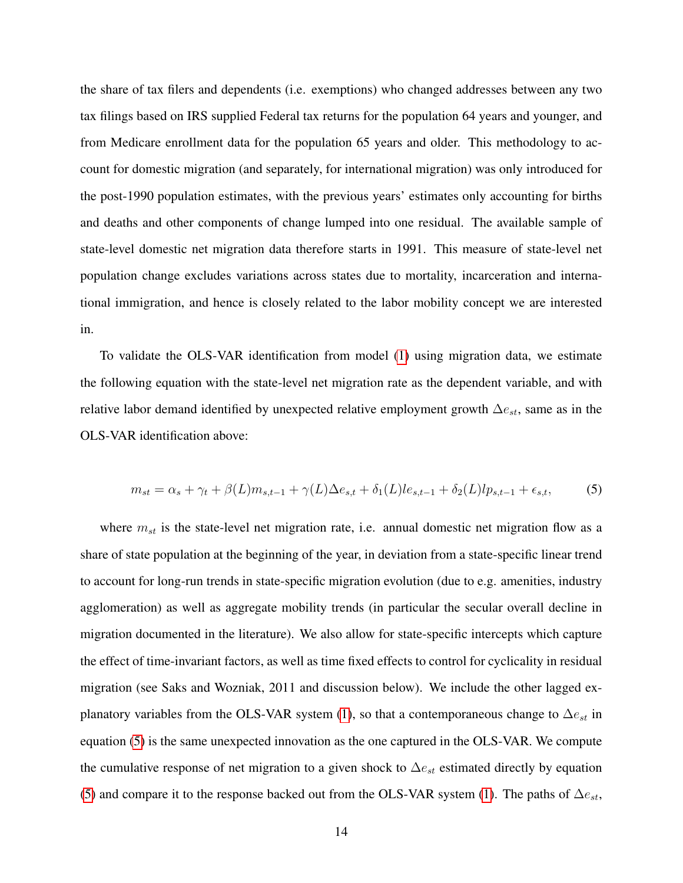the share of tax filers and dependents (i.e. exemptions) who changed addresses between any two tax filings based on IRS supplied Federal tax returns for the population 64 years and younger, and from Medicare enrollment data for the population 65 years and older. This methodology to account for domestic migration (and separately, for international migration) was only introduced for the post-1990 population estimates, with the previous years' estimates only accounting for births and deaths and other components of change lumped into one residual. The available sample of state-level domestic net migration data therefore starts in 1991. This measure of state-level net population change excludes variations across states due to mortality, incarceration and international immigration, and hence is closely related to the labor mobility concept we are interested in.

To validate the OLS-VAR identification from model (1) using migration data, we estimate the following equation with the state-level net migration rate as the dependent variable, and with relative labor demand identified by unexpected relative employment growth $\Delta e_{st}$, same as in the OLS-VAR identification above:

$$m_{st} = \alpha_s + \gamma_t + \beta(L)m_{s,t-1} + \gamma(L)\Delta e_{s,t} + \delta_1(L)le_{s,t-1} + \delta_2(L)lp_{s,t-1} + \epsilon_{s,t}, \tag{5}$$

where $m_{st}$ is the state-level net migration rate, i.e. annual domestic net migration flow as a share of state population at the beginning of the year, in deviation from a state-specific linear trend to account for long-run trends in state-specific migration evolution (due to e.g. amenities, industry agglomeration) as well as aggregate mobility trends (in particular the secular overall decline in migration documented in the literature). We also allow for state-specific intercepts which capture the effect of time-invariant factors, as well as time fixed effects to control for cyclicality in residual migration (see Saks and Wozniak, 2011 and discussion below). We include the other lagged explanatory variables from the OLS-VAR system (1), so that a contemporaneous change to $\Delta e_{st}$ in equation (5) is the same unexpected innovation as the one captured in the OLS-VAR. We compute the cumulative response of net migration to a given shock to $\Delta e_{st}$ estimated directly by equation (5) and compare it to the response backed out from the OLS-VAR system (1). The paths of $\Delta e_{st}$,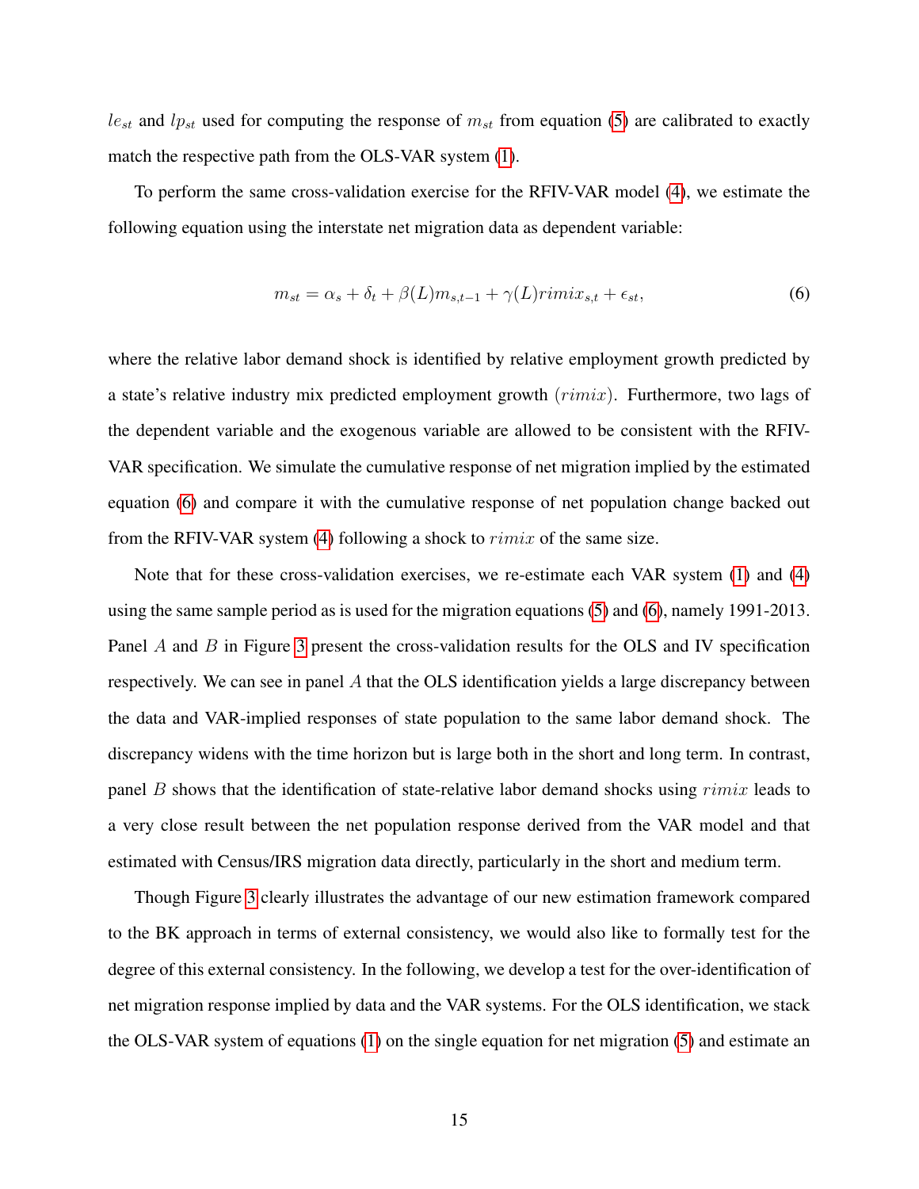$le_{st}$ and $lp_{st}$ used for computing the response of $m_{st}$ from equation (5) are calibrated to exactly match the respective path from the OLS-VAR system (1).

To perform the same cross-validation exercise for the RFIV-VAR model (4), we estimate the following equation using the interstate net migration data as dependent variable:

$$m_{st} = \alpha_s + \delta_t + \beta(L) m_{s,t-1} + \gamma(L) rimix_{s,t} + \epsilon_{st}, \tag{6}$$

where the relative labor demand shock is identified by relative employment growth predicted by a state's relative industry mix predicted employment growth $(rimix)$. Furthermore, two lags of the dependent variable and the exogenous variable are allowed to be consistent with the RFIV-VAR specification. We simulate the cumulative response of net migration implied by the estimated equation (6) and compare it with the cumulative response of net population change backed out from the RFIV-VAR system (4) following a shock to $rimix$ of the same size.

Note that for these cross-validation exercises, we re-estimate each VAR system (1) and (4) using the same sample period as is used for the migration equations (5) and (6), namely 1991-2013. Panel $A$ and $B$ in Figure 3 present the cross-validation results for the OLS and IV specification respectively. We can see in panel $A$ that the OLS identification yields a large discrepancy between the data and VAR-implied responses of state population to the same labor demand shock. The discrepancy widens with the time horizon but is large both in the short and long term. In contrast, panel $B$ shows that the identification of state-relative labor demand shocks using $rimix$ leads to a very close result between the net population response derived from the VAR model and that estimated with Census/IRS migration data directly, particularly in the short and medium term.

Though Figure 3 clearly illustrates the advantage of our new estimation framework compared to the BK approach in terms of external consistency, we would also like to formally test for the degree of this external consistency. In the following, we develop a test for the over-identification of net migration response implied by data and the VAR systems. For the OLS identification, we stack the OLS-VAR system of equations (1) on the single equation for net migration (5) and estimate an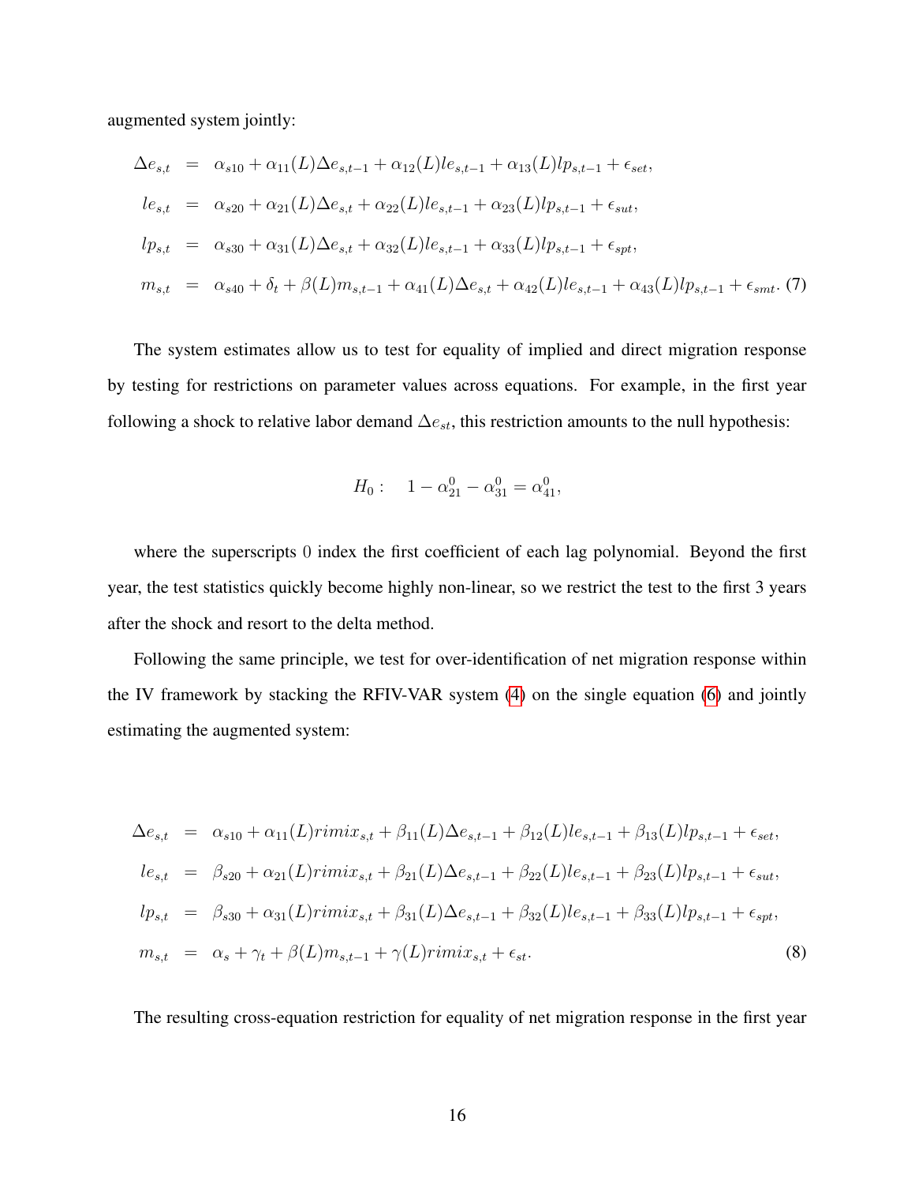augmented system jointly:

$$
\begin{aligned}
\Delta e_{s,t} &= \alpha_{s10} + \alpha_{11}(L)\Delta e_{s,t-1} + \alpha_{12}(L)le_{s,t-1} + \alpha_{13}(L)lp_{s,t-1} + \epsilon_{set}, \\
le_{s,t} &= \alpha_{s20} + \alpha_{21}(L)\Delta e_{s,t} + \alpha_{22}(L)le_{s,t-1} + \alpha_{23}(L)lp_{s,t-1} + \epsilon_{sut}, \\
lp_{s,t} &= \alpha_{s30} + \alpha_{31}(L)\Delta e_{s,t} + \alpha_{32}(L)le_{s,t-1} + \alpha_{33}(L)lp_{s,t-1} + \epsilon_{spt}, \\
m_{s,t} &= \alpha_{s40} + \delta_t + \beta(L)m_{s,t-1} + \alpha_{41}(L)\Delta e_{s,t} + \alpha_{42}(L)le_{s,t-1} + \alpha_{43}(L)lp_{s,t-1} + \epsilon_{smt}. \quad (7)
\end{aligned}
$$

The system estimates allow us to test for equality of implied and direct migration response by testing for restrictions on parameter values across equations. For example, in the first year following a shock to relative labor demand $\Delta e_{st}$, this restriction amounts to the null hypothesis:

$$
H_0: \quad 1 - \alpha_{21}^0 - \alpha_{31}^0 = \alpha_{41}^0,
$$

where the superscripts 0 index the first coefficient of each lag polynomial. Beyond the first year, the test statistics quickly become highly non-linear, so we restrict the test to the first 3 years after the shock and resort to the delta method.

Following the same principle, we test for over-identification of net migration response within the IV framework by stacking the RFIV-VAR system (4) on the single equation (6) and jointly estimating the augmented system:

$$
\begin{aligned}
\Delta e_{s,t} &= \alpha_{s10} + \alpha_{11}(L)rimix_{s,t} + \beta_{11}(L)\Delta e_{s,t-1} + \beta_{12}(L)le_{s,t-1} + \beta_{13}(L)lp_{s,t-1} + \epsilon_{set}, \\
le_{s,t} &= \beta_{s20} + \alpha_{21}(L)rimix_{s,t} + \beta_{21}(L)\Delta e_{s,t-1} + \beta_{22}(L)le_{s,t-1} + \beta_{23}(L)lp_{s,t-1} + \epsilon_{sut}, \\
lp_{s,t} &= \beta_{s30} + \alpha_{31}(L)rimix_{s,t} + \beta_{31}(L)\Delta e_{s,t-1} + \beta_{32}(L)le_{s,t-1} + \beta_{33}(L)lp_{s,t-1} + \epsilon_{spt}, \\
m_{s,t} &= \alpha_s + \gamma_t + \beta(L)m_{s,t-1} + \gamma(L)rimix_{s,t} + \epsilon_{st}. \quad (8)
\end{aligned}
$$

The resulting cross-equation restriction for equality of net migration response in the first year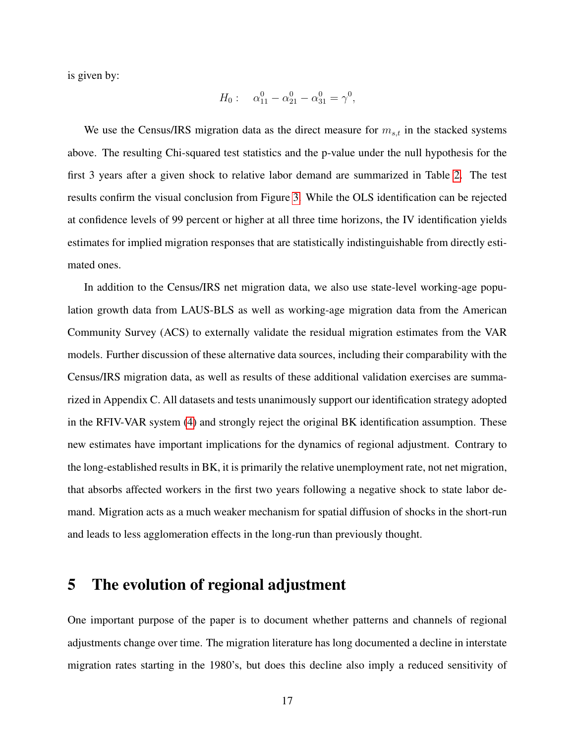is given by:

$$H_0: \quad \alpha^0_{11} - \alpha^0_{21} - \alpha^0_{31} = \gamma^0,$$

We use the Census/IRS migration data as the direct measure for $m_{s,t}$ in the stacked systems above. The resulting Chi-squared test statistics and the p-value under the null hypothesis for the first 3 years after a given shock to relative labor demand are summarized in Table 2. The test results confirm the visual conclusion from Figure 3. While the OLS identification can be rejected at confidence levels of 99 percent or higher at all three time horizons, the IV identification yields estimates for implied migration responses that are statistically indistinguishable from directly estimated ones.

In addition to the Census/IRS net migration data, we also use state-level working-age population growth data from LAUS-BLS as well as working-age migration data from the American Community Survey (ACS) to externally validate the residual migration estimates from the VAR models. Further discussion of these alternative data sources, including their comparability with the Census/IRS migration data, as well as results of these additional validation exercises are summarized in Appendix C. All datasets and tests unanimously support our identification strategy adopted in the RFIV-VAR system (4) and strongly reject the original BK identification assumption. These new estimates have important implications for the dynamics of regional adjustment. Contrary to the long-established results in BK, it is primarily the relative unemployment rate, not net migration, that absorbs affected workers in the first two years following a negative shock to state labor demand. Migration acts as a much weaker mechanism for spatial diffusion of shocks in the short-run and leads to less agglomeration effects in the long-run than previously thought.

# 5 The evolution of regional adjustment

One important purpose of the paper is to document whether patterns and channels of regional adjustments change over time. The migration literature has long documented a decline in interstate migration rates starting in the 1980's, but does this decline also imply a reduced sensitivity of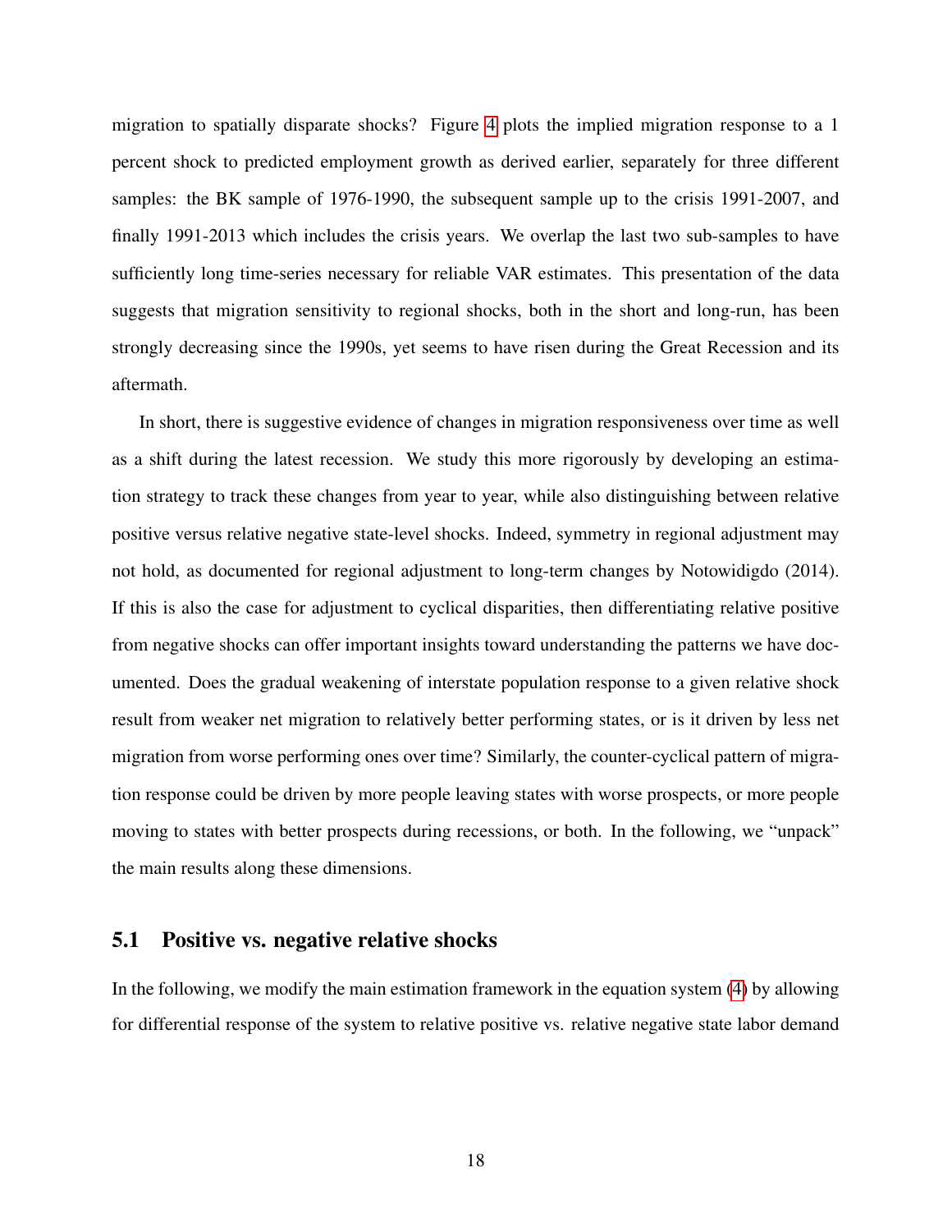migration to spatially disparate shocks? Figure 4 plots the implied migration response to a 1 percent shock to predicted employment growth as derived earlier, separately for three different samples: the BK sample of 1976-1990, the subsequent sample up to the crisis 1991-2007, and finally 1991-2013 which includes the crisis years. We overlap the last two sub-samples to have sufficiently long time-series necessary for reliable VAR estimates. This presentation of the data suggests that migration sensitivity to regional shocks, both in the short and long-run, has been strongly decreasing since the 1990s, yet seems to have risen during the Great Recession and its aftermath.

In short, there is suggestive evidence of changes in migration responsiveness over time as well as a shift during the latest recession. We study this more rigorously by developing an estimation strategy to track these changes from year to year, while also distinguishing between relative positive versus relative negative state-level shocks. Indeed, symmetry in regional adjustment may not hold, as documented for regional adjustment to long-term changes by Notowidigdo (2014). If this is also the case for adjustment to cyclical disparities, then differentiating relative positive from negative shocks can offer important insights toward understanding the patterns we have documented. Does the gradual weakening of interstate population response to a given relative shock result from weaker net migration to relatively better performing states, or is it driven by less net migration from worse performing ones over time? Similarly, the counter-cyclical pattern of migration response could be driven by more people leaving states with worse prospects, or more people moving to states with better prospects during recessions, or both. In the following, we "unpack" the main results along these dimensions.

## 5.1 Positive vs. negative relative shocks

In the following, we modify the main estimation framework in the equation system (4) by allowing for differential response of the system to relative positive vs. relative negative state labor demand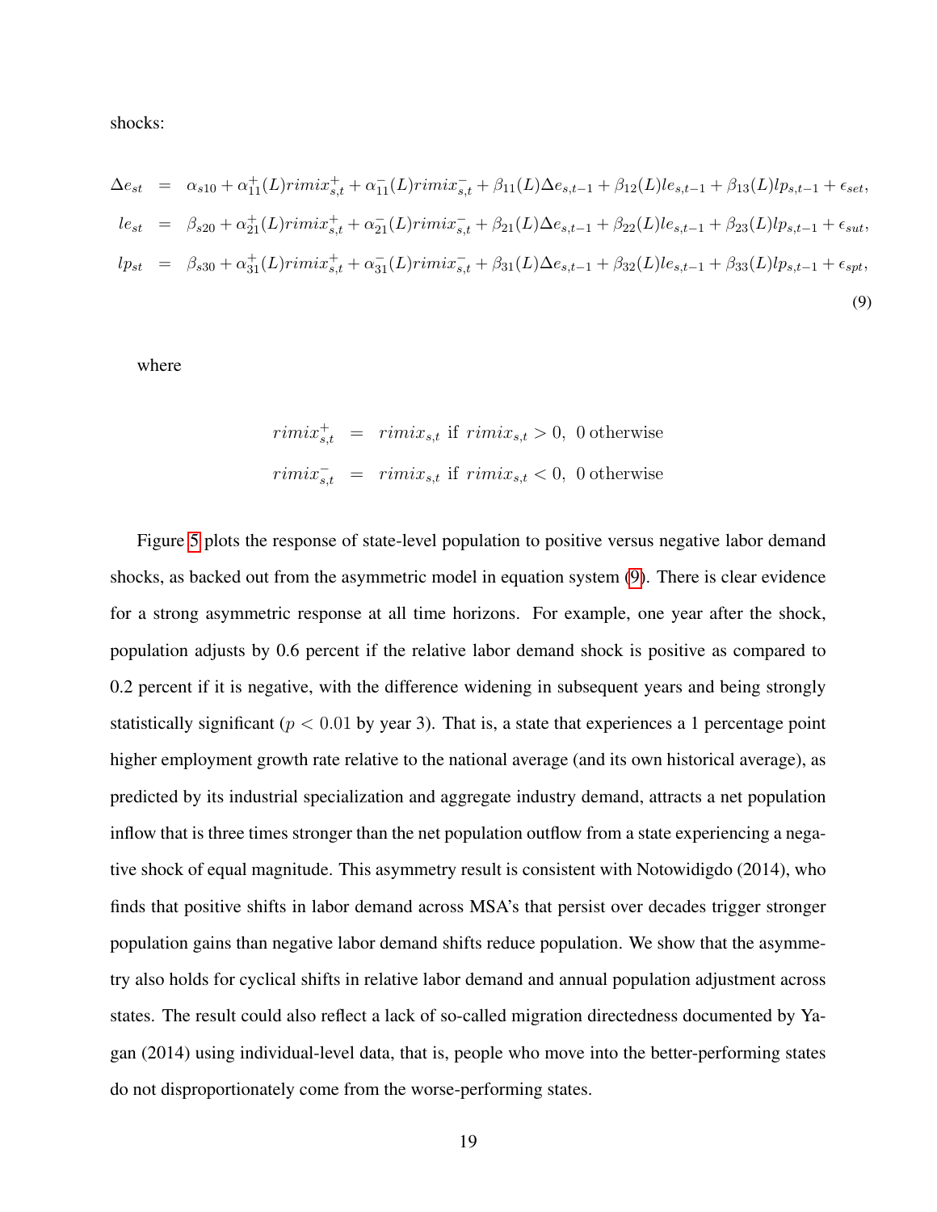shocks:

$$
\begin{aligned}
\Delta e_{st} &= \alpha_{s10} + \alpha_{11}^{+}(L)rimix_{s,t}^{+} + \alpha_{11}^{-}(L)rimix_{s,t}^{-} + \beta_{11}(L)\Delta e_{s,t-1} + \beta_{12}(L)le_{s,t-1} + \beta_{13}(L)lp_{s,t-1} + \epsilon_{set}, \\
le_{st} &= \beta_{s20} + \alpha_{21}^{+}(L)rimix_{s,t}^{+} + \alpha_{21}^{-}(L)rimix_{s,t}^{-} + \beta_{21}(L)\Delta e_{s,t-1} + \beta_{22}(L)le_{s,t-1} + \beta_{23}(L)lp_{s,t-1} + \epsilon_{sut}, \\
lp_{st} &= \beta_{s30} + \alpha_{31}^{+}(L)rimix_{s,t}^{+} + \alpha_{31}^{-}(L)rimix_{s,t}^{-} + \beta_{31}(L)\Delta e_{s,t-1} + \beta_{32}(L)le_{s,t-1} + \beta_{33}(L)lp_{s,t-1} + \epsilon_{spt},
\end{aligned}
\tag{9}
$$

where

$$
\begin{aligned}
rimix_{s,t}^{+} &= rimix_{s,t} \text{ if } rimix_{s,t} > 0, \ \text{0 otherwise} \\
rimix_{s,t}^{-} &= rimix_{s,t} \text{ if } rimix_{s,t} < 0, \ \text{0 otherwise}
\end{aligned}
$$

Figure 5 plots the response of state-level population to positive versus negative labor demand shocks, as backed out from the asymmetric model in equation system (9). There is clear evidence for a strong asymmetric response at all time horizons. For example, one year after the shock, population adjusts by 0.6 percent if the relative labor demand shock is positive as compared to 0.2 percent if it is negative, with the difference widening in subsequent years and being strongly statistically significant ($p < 0.01$ by year 3). That is, a state that experiences a 1 percentage point higher employment growth rate relative to the national average (and its own historical average), as predicted by its industrial specialization and aggregate industry demand, attracts a net population inflow that is three times stronger than the net population outflow from a state experiencing a negative shock of equal magnitude. This asymmetry result is consistent with Notowidigdo (2014), who finds that positive shifts in labor demand across MSA's that persist over decades trigger stronger population gains than negative labor demand shifts reduce population. We show that the asymmetry also holds for cyclical shifts in relative labor demand and annual population adjustment across states. The result could also reflect a lack of so-called migration directedness documented by Yagan (2014) using individual-level data, that is, people who move into the better-performing states do not disproportionately come from the worse-performing states.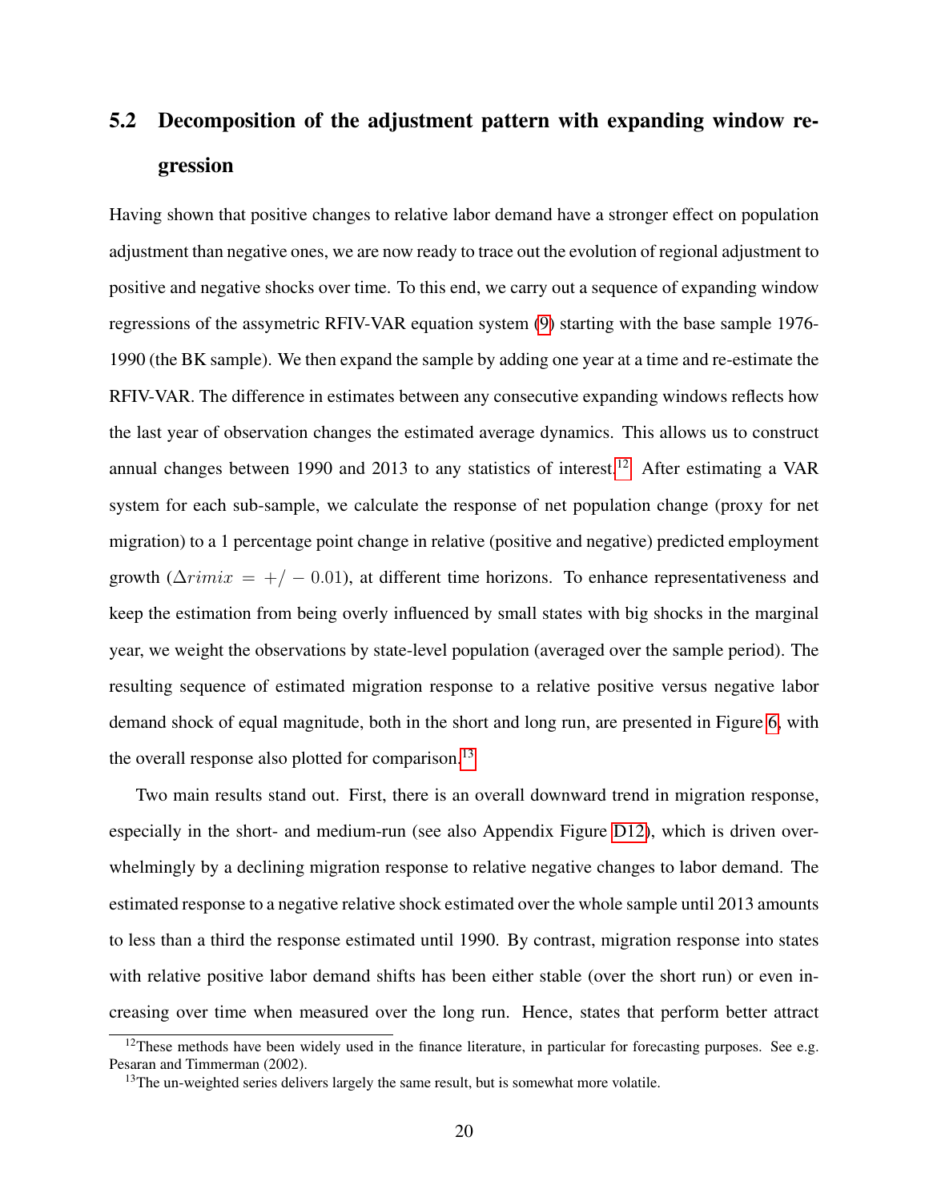## 5.2 Decomposition of the adjustment pattern with expanding window regression

Having shown that positive changes to relative labor demand have a stronger effect on population adjustment than negative ones, we are now ready to trace out the evolution of regional adjustment to positive and negative shocks over time. To this end, we carry out a sequence of expanding window regressions of the assymetric RFIV-VAR equation system (9) starting with the base sample 1976-1990 (the BK sample). We then expand the sample by adding one year at a time and re-estimate the RFIV-VAR. The difference in estimates between any consecutive expanding windows reflects how the last year of observation changes the estimated average dynamics. This allows us to construct annual changes between 1990 and 2013 to any statistics of interest.[12] After estimating a VAR system for each sub-sample, we calculate the response of net population change (proxy for net migration) to a 1 percentage point change in relative (positive and negative) predicted employment growth ($\Delta rimix = +/-0.01$), at different time horizons. To enhance representativeness and keep the estimation from being overly influenced by small states with big shocks in the marginal year, we weight the observations by state-level population (averaged over the sample period). The resulting sequence of estimated migration response to a relative positive versus negative labor demand shock of equal magnitude, both in the short and long run, are presented in Figure 6, with the overall response also plotted for comparison.[13]

Two main results stand out. First, there is an overall downward trend in migration response, especially in the short- and medium-run (see also Appendix Figure D12), which is driven overwhelmingly by a declining migration response to relative negative changes to labor demand. The estimated response to a negative relative shock estimated over the whole sample until 2013 amounts to less than a third the response estimated until 1990. By contrast, migration response into states with relative positive labor demand shifts has been either stable (over the short run) or even increasing over time when measured over the long run. Hence, states that perform better attract

[12] These methods have been widely used in the finance literature, in particular for forecasting purposes. See e.g. Pesaran and Timmerman (2002).

[13] The un-weighted series delivers largely the same result, but is somewhat more volatile.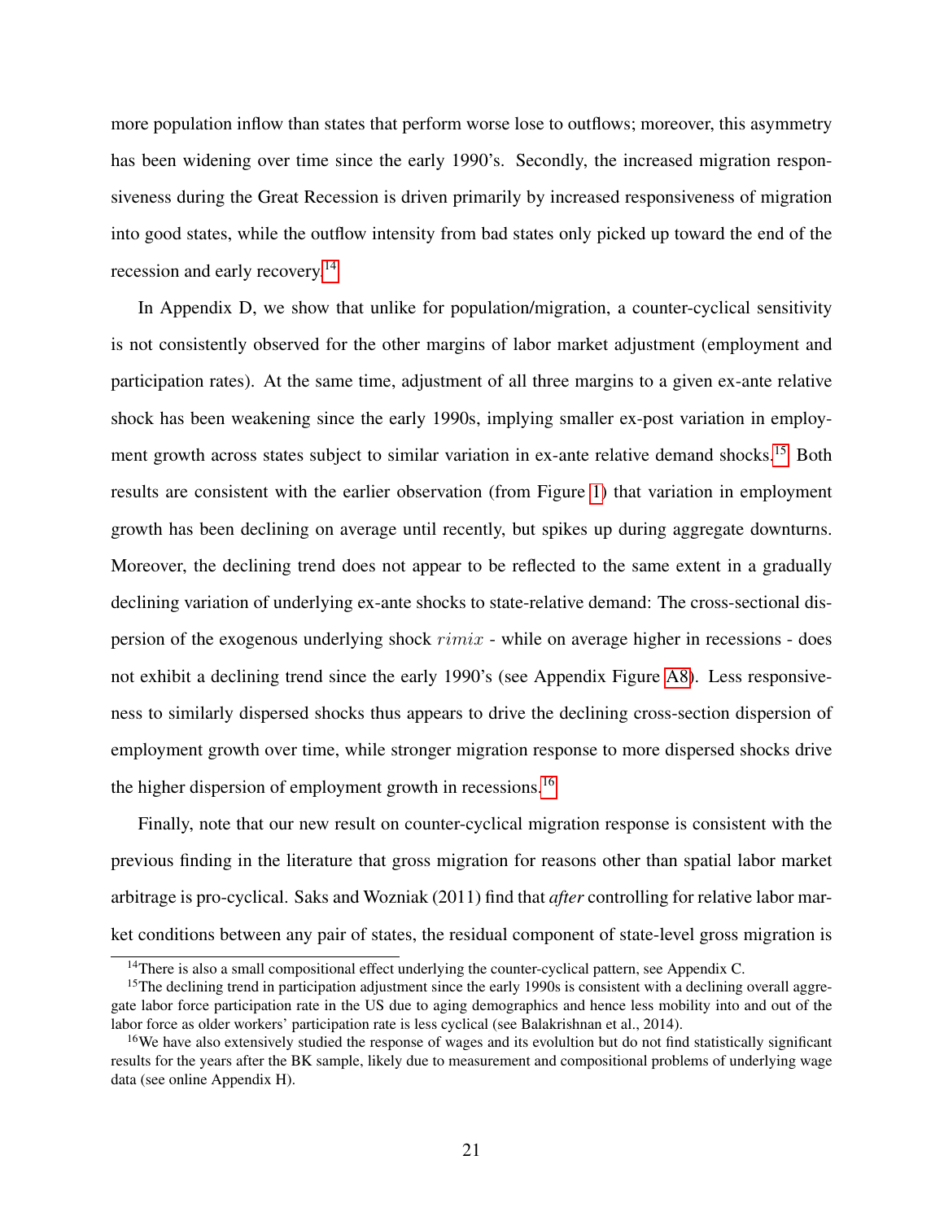more population inflow than states that perform worse lose to outflows; moreover, this asymmetry has been widening over time since the early 1990's. Secondly, the increased migration responsiveness during the Great Recession is driven primarily by increased responsiveness of migration into good states, while the outflow intensity from bad states only picked up toward the end of the recession and early recovery.[14]

In Appendix D, we show that unlike for population/migration, a counter-cyclical sensitivity is not consistently observed for the other margins of labor market adjustment (employment and participation rates). At the same time, adjustment of all three margins to a given ex-ante relative shock has been weakening since the early 1990s, implying smaller ex-post variation in employment growth across states subject to similar variation in ex-ante relative demand shocks.[15] Both results are consistent with the earlier observation (from Figure 1) that variation in employment growth has been declining on average until recently, but spikes up during aggregate downturns. Moreover, the declining trend does not appear to be reflected to the same extent in a gradually declining variation of underlying ex-ante shocks to state-relative demand: The cross-sectional dispersion of the exogenous underlying shock $rimix$ - while on average higher in recessions - does not exhibit a declining trend since the early 1990's (see Appendix Figure A8). Less responsiveness to similarly dispersed shocks thus appears to drive the declining cross-section dispersion of employment growth over time, while stronger migration response to more dispersed shocks drive the higher dispersion of employment growth in recessions.[16]

Finally, note that our new result on counter-cyclical migration response is consistent with the previous finding in the literature that gross migration for reasons other than spatial labor market arbitrage is pro-cyclical. Saks and Wozniak (2011) find that *after* controlling for relative labor market conditions between any pair of states, the residual component of state-level gross migration is

[14]There is also a small compositional effect underlying the counter-cyclical pattern, see Appendix C.

[15]The declining trend in participation adjustment since the early 1990s is consistent with a declining overall aggregate labor force participation rate in the US due to aging demographics and hence less mobility into and out of the labor force as older workers' participation rate is less cyclical (see Balakrishnan et al., 2014).

[16]We have also extensively studied the response of wages and its evolultion but do not find statistically significant results for the years after the BK sample, likely due to measurement and compositional problems of underlying wage data (see online Appendix H).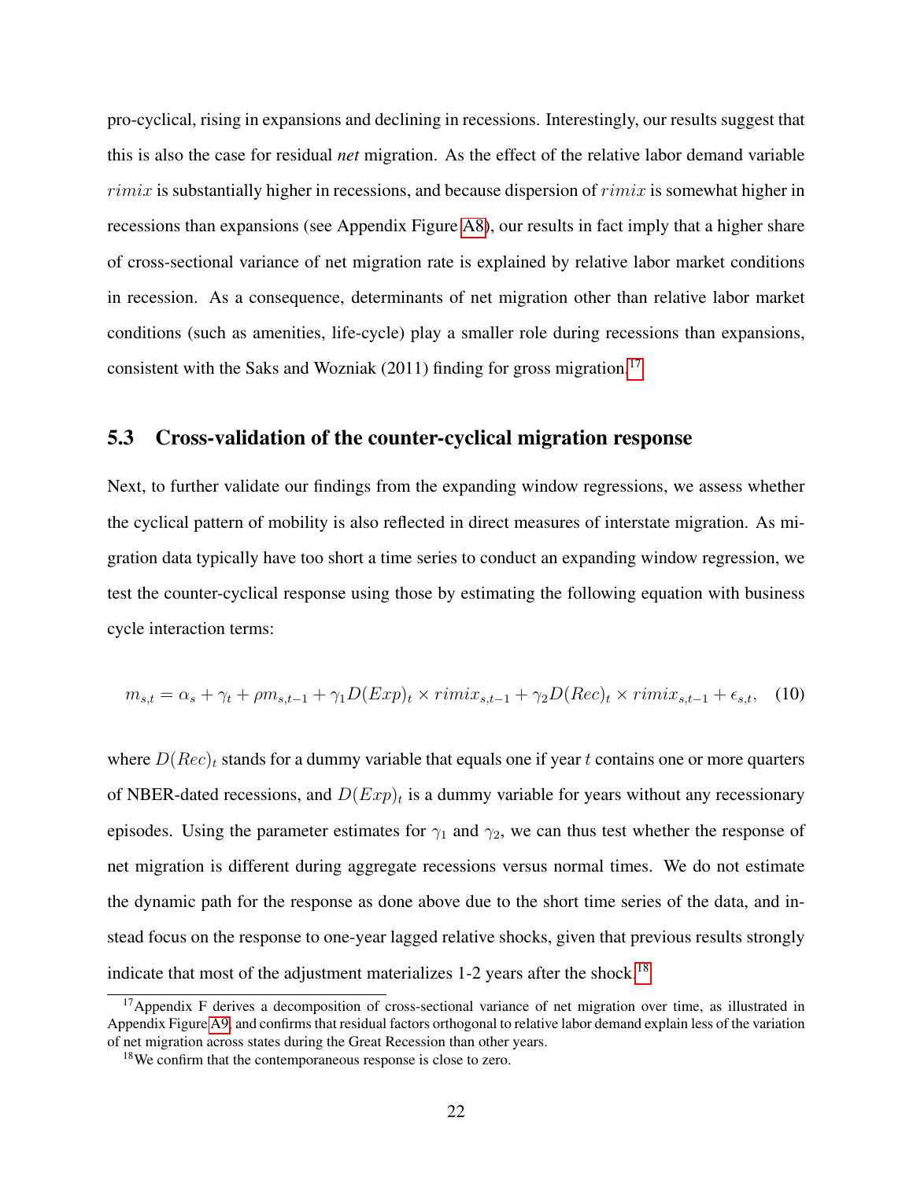pro-cyclical, rising in expansions and declining in recessions. Interestingly, our results suggest that this is also the case for residual *net* migration. As the effect of the relative labor demand variable $rimix$ is substantially higher in recessions, and because dispersion of $rimix$ is somewhat higher in recessions than expansions (see Appendix Figure A8), our results in fact imply that a higher share of cross-sectional variance of net migration rate is explained by relative labor market conditions in recession. As a consequence, determinants of net migration other than relative labor market conditions (such as amenities, life-cycle) play a smaller role during recessions than expansions, consistent with the Saks and Wozniak (2011) finding for gross migration.[17]

## 5.3 Cross-validation of the counter-cyclical migration response

Next, to further validate our findings from the expanding window regressions, we assess whether the cyclical pattern of mobility is also reflected in direct measures of interstate migration. As migration data typically have too short a time series to conduct an expanding window regression, we test the counter-cyclical response using those by estimating the following equation with business cycle interaction terms:

$$m_{s,t} = \alpha_s + \gamma_t + \rho m_{s,t-1} + \gamma_1 D(Exp)_t \times rimix_{s,t-1} + \gamma_2 D(Rec)_t \times rimix_{s,t-1} + \epsilon_{s,t}, \quad (10)$$

where $D(Rec)_t$ stands for a dummy variable that equals one if year $t$ contains one or more quarters of NBER-dated recessions, and $D(Exp)_t$ is a dummy variable for years without any recessionary episodes. Using the parameter estimates for $\gamma_1$ and $\gamma_2$, we can thus test whether the response of net migration is different during aggregate recessions versus normal times. We do not estimate the dynamic path for the response as done above due to the short time series of the data, and instead focus on the response to one-year lagged relative shocks, given that previous results strongly indicate that most of the adjustment materializes 1-2 years after the shock.[18]

[17] Appendix F derives a decomposition of cross-sectional variance of net migration over time, as illustrated in Appendix Figure A9, and confirms that residual factors orthogonal to relative labor demand explain less of the variation of net migration across states during the Great Recession than other years.

[18] We confirm that the contemporaneous response is close to zero.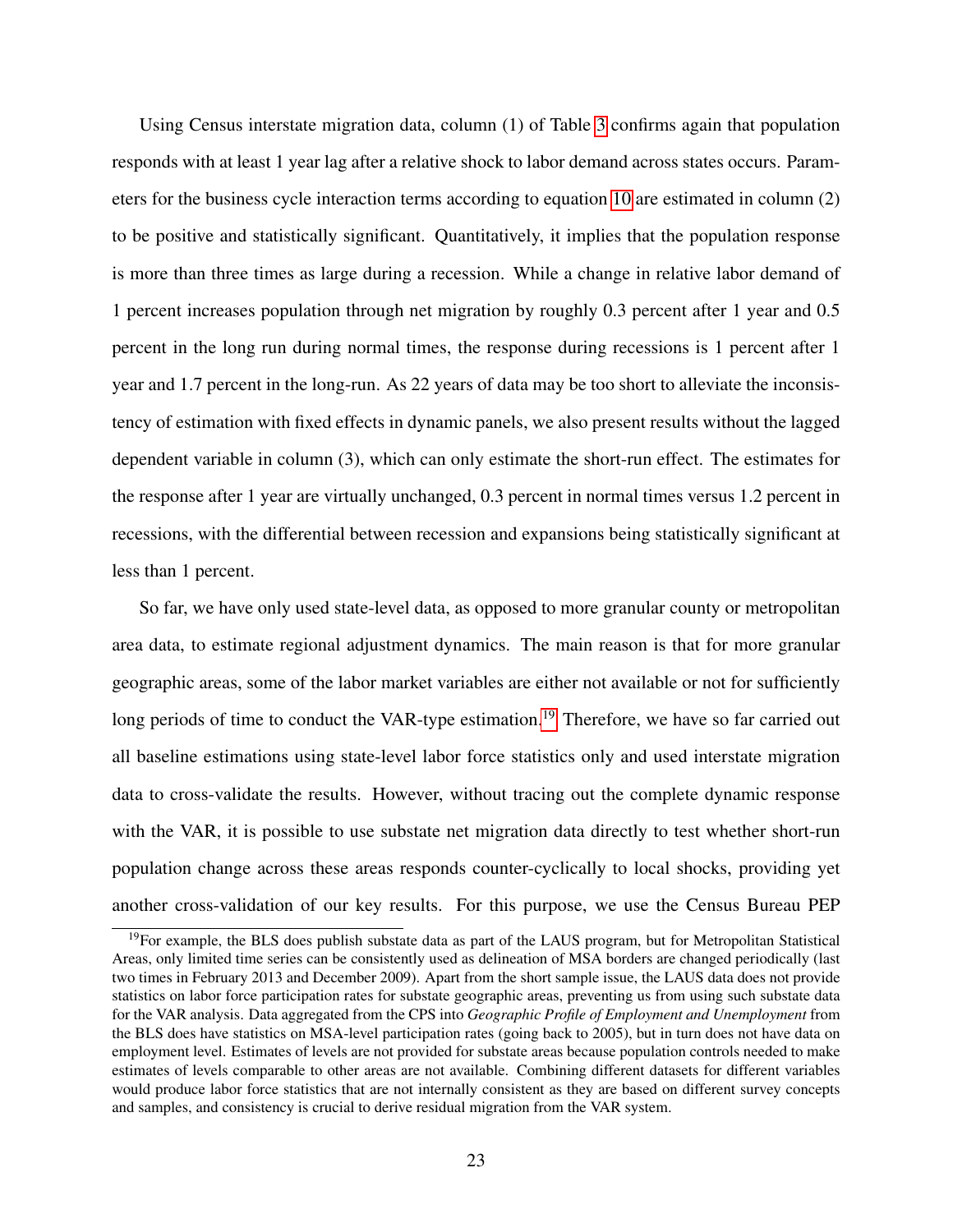Using Census interstate migration data, column (1) of Table 3 confirms again that population responds with at least 1 year lag after a relative shock to labor demand across states occurs. Parameters for the business cycle interaction terms according to equation 10 are estimated in column (2) to be positive and statistically significant. Quantitatively, it implies that the population response is more than three times as large during a recession. While a change in relative labor demand of 1 percent increases population through net migration by roughly 0.3 percent after 1 year and 0.5 percent in the long run during normal times, the response during recessions is 1 percent after 1 year and 1.7 percent in the long-run. As 22 years of data may be too short to alleviate the inconsistency of estimation with fixed effects in dynamic panels, we also present results without the lagged dependent variable in column (3), which can only estimate the short-run effect. The estimates for the response after 1 year are virtually unchanged, 0.3 percent in normal times versus 1.2 percent in recessions, with the differential between recession and expansions being statistically significant at less than 1 percent.

So far, we have only used state-level data, as opposed to more granular county or metropolitan area data, to estimate regional adjustment dynamics. The main reason is that for more granular geographic areas, some of the labor market variables are either not available or not for sufficiently long periods of time to conduct the VAR-type estimation.[19] Therefore, we have so far carried out all baseline estimations using state-level labor force statistics only and used interstate migration data to cross-validate the results. However, without tracing out the complete dynamic response with the VAR, it is possible to use substate net migration data directly to test whether short-run population change across these areas responds counter-cyclically to local shocks, providing yet another cross-validation of our key results. For this purpose, we use the Census Bureau PEP

[19] For example, the BLS does publish substate data as part of the LAUS program, but for Metropolitan Statistical Areas, only limited time series can be consistently used as delineation of MSA borders are changed periodically (last two times in February 2013 and December 2009). Apart from the short sample issue, the LAUS data does not provide statistics on labor force participation rates for substate geographic areas, preventing us from using such substate data for the VAR analysis. Data aggregated from the CPS into *Geographic Profile of Employment and Unemployment* from the BLS does have statistics on MSA-level participation rates (going back to 2005), but in turn does not have data on employment level. Estimates of levels are not provided for substate areas because population controls needed to make estimates of levels comparable to other areas are not available. Combining different datasets for different variables would produce labor force statistics that are not internally consistent as they are based on different survey concepts and samples, and consistency is crucial to derive residual migration from the VAR system.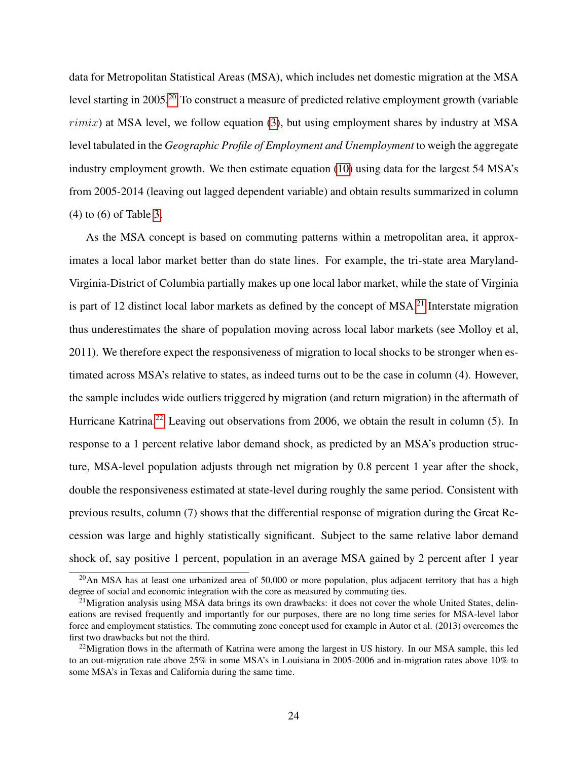data for Metropolitan Statistical Areas (MSA), which includes net domestic migration at the MSA level starting in 2005.[20] To construct a measure of predicted relative employment growth (variable $rimix$) at MSA level, we follow equation (3), but using employment shares by industry at MSA level tabulated in the *Geographic Profile of Employment and Unemployment* to weigh the aggregate industry employment growth. We then estimate equation (10) using data for the largest 54 MSA's from 2005-2014 (leaving out lagged dependent variable) and obtain results summarized in column (4) to (6) of Table 3.

As the MSA concept is based on commuting patterns within a metropolitan area, it approximates a local labor market better than do state lines. For example, the tri-state area Maryland-Virginia-District of Columbia partially makes up one local labor market, while the state of Virginia is part of 12 distinct local labor markets as defined by the concept of MSA.[21] Interstate migration thus underestimates the share of population moving across local labor markets (see Molloy et al, 2011). We therefore expect the responsiveness of migration to local shocks to be stronger when estimated across MSA's relative to states, as indeed turns out to be the case in column (4). However, the sample includes wide outliers triggered by migration (and return migration) in the aftermath of Hurricane Katrina.[22] Leaving out observations from 2006, we obtain the result in column (5). In response to a 1 percent relative labor demand shock, as predicted by an MSA's production structure, MSA-level population adjusts through net migration by 0.8 percent 1 year after the shock, double the responsiveness estimated at state-level during roughly the same period. Consistent with previous results, column (7) shows that the differential response of migration during the Great Recession was large and highly statistically significant. Subject to the same relative labor demand shock of, say positive 1 percent, population in an average MSA gained by 2 percent after 1 year

[20] An MSA has at least one urbanized area of 50,000 or more population, plus adjacent territory that has a high degree of social and economic integration with the core as measured by commuting ties.

[21] Migration analysis using MSA data brings its own drawbacks: it does not cover the whole United States, delineations are revised frequently and importantly for our purposes, there are no long time series for MSA-level labor force and employment statistics. The commuting zone concept used for example in Autor et al. (2013) overcomes the first two drawbacks but not the third.

[22] Migration flows in the aftermath of Katrina were among the largest in US history. In our MSA sample, this led to an out-migration rate above 25% in some MSA's in Louisiana in 2005-2006 and in-migration rates above 10% to some MSA's in Texas and California during the same time.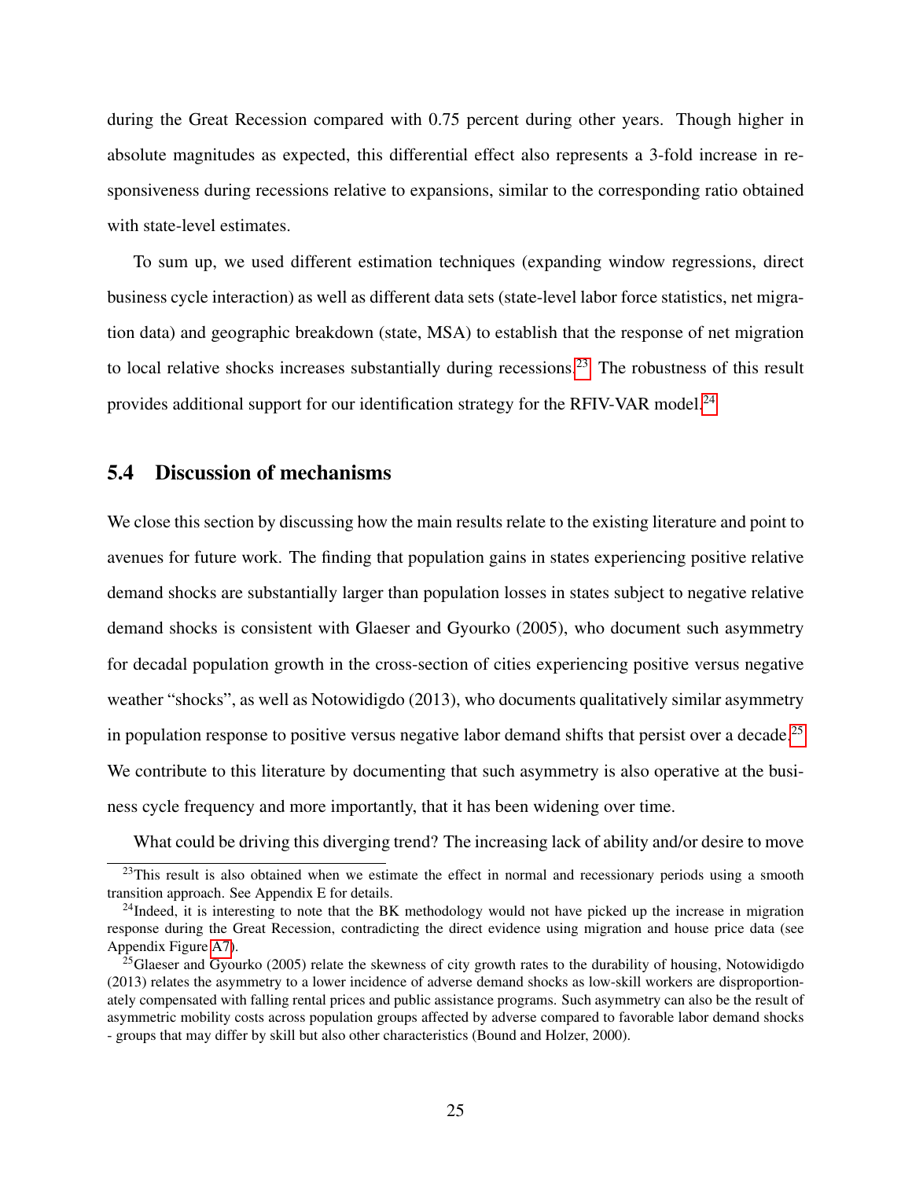during the Great Recession compared with 0.75 percent during other years. Though higher in absolute magnitudes as expected, this differential effect also represents a 3-fold increase in responsiveness during recessions relative to expansions, similar to the corresponding ratio obtained with state-level estimates.

To sum up, we used different estimation techniques (expanding window regressions, direct business cycle interaction) as well as different data sets (state-level labor force statistics, net migration data) and geographic breakdown (state, MSA) to establish that the response of net migration to local relative shocks increases substantially during recessions.[23] The robustness of this result provides additional support for our identification strategy for the RFIV-VAR model.[24]

## 5.4 Discussion of mechanisms

We close this section by discussing how the main results relate to the existing literature and point to avenues for future work. The finding that population gains in states experiencing positive relative demand shocks are substantially larger than population losses in states subject to negative relative demand shocks is consistent with Glaeser and Gyourko (2005), who document such asymmetry for decadal population growth in the cross-section of cities experiencing positive versus negative weather "shocks", as well as Notowidigdo (2013), who documents qualitatively similar asymmetry in population response to positive versus negative labor demand shifts that persist over a decade.[25] We contribute to this literature by documenting that such asymmetry is also operative at the business cycle frequency and more importantly, that it has been widening over time.

What could be driving this diverging trend? The increasing lack of ability and/or desire to move

---

[23] This result is also obtained when we estimate the effect in normal and recessionary periods using a smooth transition approach. See Appendix E for details.

[24] Indeed, it is interesting to note that the BK methodology would not have picked up the increase in migration response during the Great Recession, contradicting the direct evidence using migration and house price data (see Appendix Figure A7).

[25] Glaeser and Gyourko (2005) relate the skewness of city growth rates to the durability of housing, Notowidigdo (2013) relates the asymmetry to a lower incidence of adverse demand shocks as low-skill workers are disproportionately compensated with falling rental prices and public assistance programs. Such asymmetry can also be the result of asymmetric mobility costs across population groups affected by adverse compared to favorable labor demand shocks - groups that may differ by skill but also other characteristics (Bound and Holzer, 2000).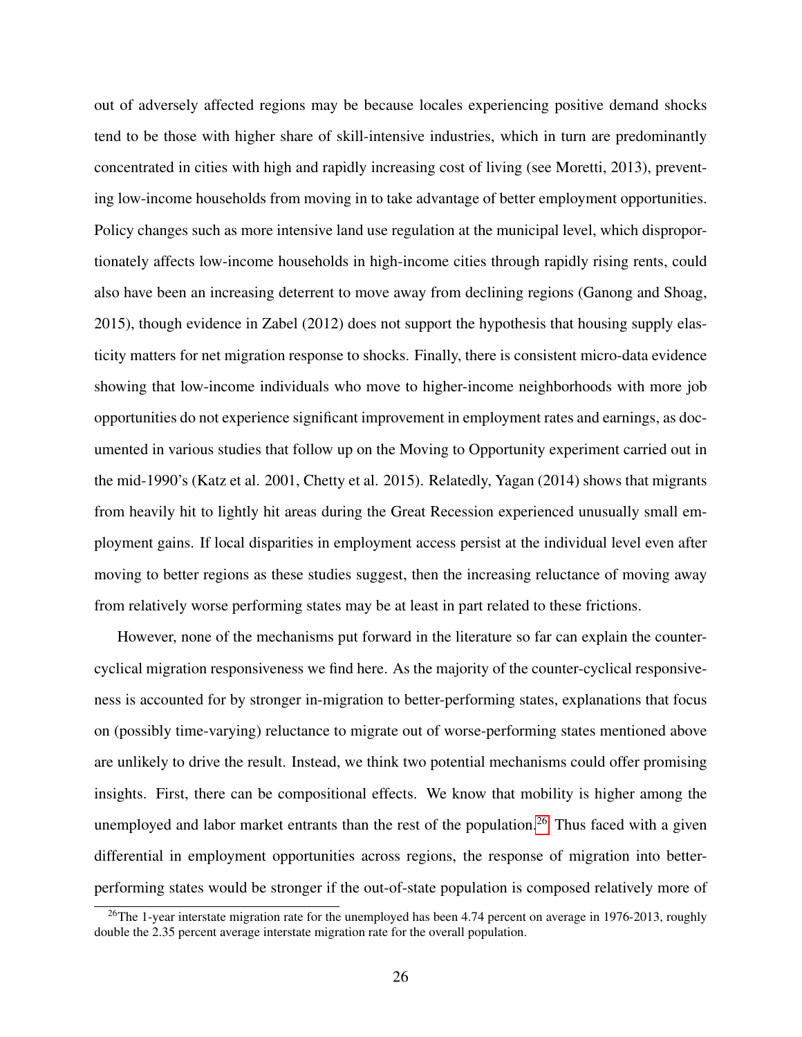out of adversely affected regions may be because locales experiencing positive demand shocks tend to be those with higher share of skill-intensive industries, which in turn are predominantly concentrated in cities with high and rapidly increasing cost of living (see Moretti, 2013), preventing low-income households from moving in to take advantage of better employment opportunities. Policy changes such as more intensive land use regulation at the municipal level, which disproportionately affects low-income households in high-income cities through rapidly rising rents, could also have been an increasing deterrent to move away from declining regions (Ganong and Shoag, 2015), though evidence in Zabel (2012) does not support the hypothesis that housing supply elasticity matters for net migration response to shocks. Finally, there is consistent micro-data evidence showing that low-income individuals who move to higher-income neighborhoods with more job opportunities do not experience significant improvement in employment rates and earnings, as documented in various studies that follow up on the Moving to Opportunity experiment carried out in the mid-1990's (Katz et al. 2001, Chetty et al. 2015). Relatedly, Yagan (2014) shows that migrants from heavily hit to lightly hit areas during the Great Recession experienced unusually small employment gains. If local disparities in employment access persist at the individual level even after moving to better regions as these studies suggest, then the increasing reluctance of moving away from relatively worse performing states may be at least in part related to these frictions.

However, none of the mechanisms put forward in the literature so far can explain the counter-cyclical migration responsiveness we find here. As the majority of the counter-cyclical responsiveness is accounted for by stronger in-migration to better-performing states, explanations that focus on (possibly time-varying) reluctance to migrate out of worse-performing states mentioned above are unlikely to drive the result. Instead, we think two potential mechanisms could offer promising insights. First, there can be compositional effects. We know that mobility is higher among the unemployed and labor market entrants than the rest of the population.[26] Thus faced with a given differential in employment opportunities across regions, the response of migration into better-performing states would be stronger if the out-of-state population is composed relatively more of

[26]The 1-year interstate migration rate for the unemployed has been 4.74 percent on average in 1976-2013, roughly double the 2.35 percent average interstate migration rate for the overall population.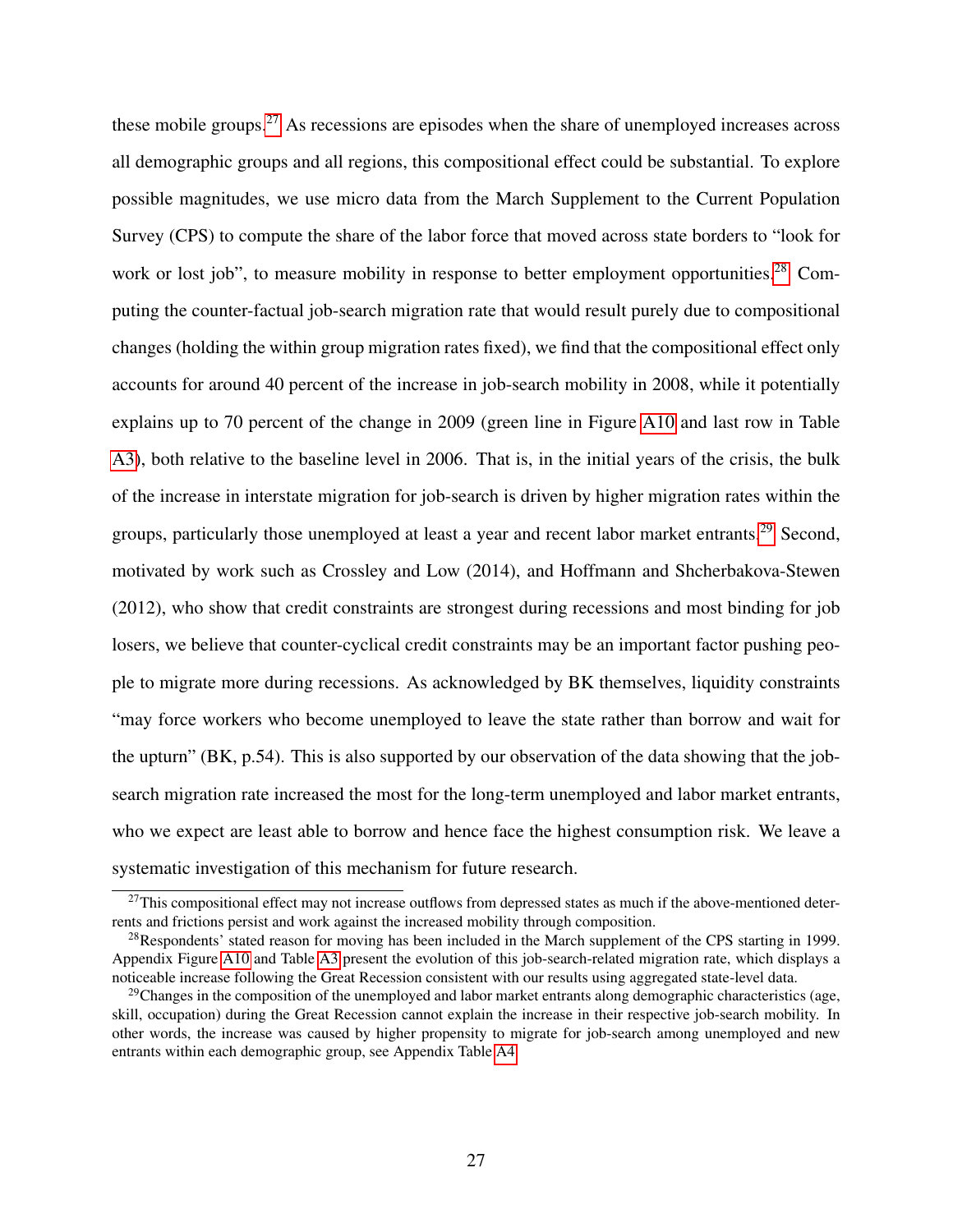these mobile groups.[27] As recessions are episodes when the share of unemployed increases across all demographic groups and all regions, this compositional effect could be substantial. To explore possible magnitudes, we use micro data from the March Supplement to the Current Population Survey (CPS) to compute the share of the labor force that moved across state borders to "look for work or lost job", to measure mobility in response to better employment opportunities.[28] Computing the counter-factual job-search migration rate that would result purely due to compositional changes (holding the within group migration rates fixed), we find that the compositional effect only accounts for around 40 percent of the increase in job-search mobility in 2008, while it potentially explains up to 70 percent of the change in 2009 (green line in Figure A10 and last row in Table A3), both relative to the baseline level in 2006. That is, in the initial years of the crisis, the bulk of the increase in interstate migration for job-search is driven by higher migration rates within the groups, particularly those unemployed at least a year and recent labor market entrants.[29] Second, motivated by work such as Crossley and Low (2014), and Hoffmann and Shcherbakova-Stewen (2012), who show that credit constraints are strongest during recessions and most binding for job losers, we believe that counter-cyclical credit constraints may be an important factor pushing people to migrate more during recessions. As acknowledged by BK themselves, liquidity constraints "may force workers who become unemployed to leave the state rather than borrow and wait for the upturn" (BK, p.54). This is also supported by our observation of the data showing that the job-search migration rate increased the most for the long-term unemployed and labor market entrants, who we expect are least able to borrow and hence face the highest consumption risk. We leave a systematic investigation of this mechanism for future research.

[27] This compositional effect may not increase outflows from depressed states as much if the above-mentioned deterrents and frictions persist and work against the increased mobility through composition.

[28] Respondents' stated reason for moving has been included in the March supplement of the CPS starting in 1999. Appendix Figure A10 and Table A3 present the evolution of this job-search-related migration rate, which displays a noticeable increase following the Great Recession consistent with our results using aggregated state-level data.

[29] Changes in the composition of the unemployed and labor market entrants along demographic characteristics (age, skill, occupation) during the Great Recession cannot explain the increase in their respective job-search mobility. In other words, the increase was caused by higher propensity to migrate for job-search among unemployed and new entrants within each demographic group, see Appendix Table A4.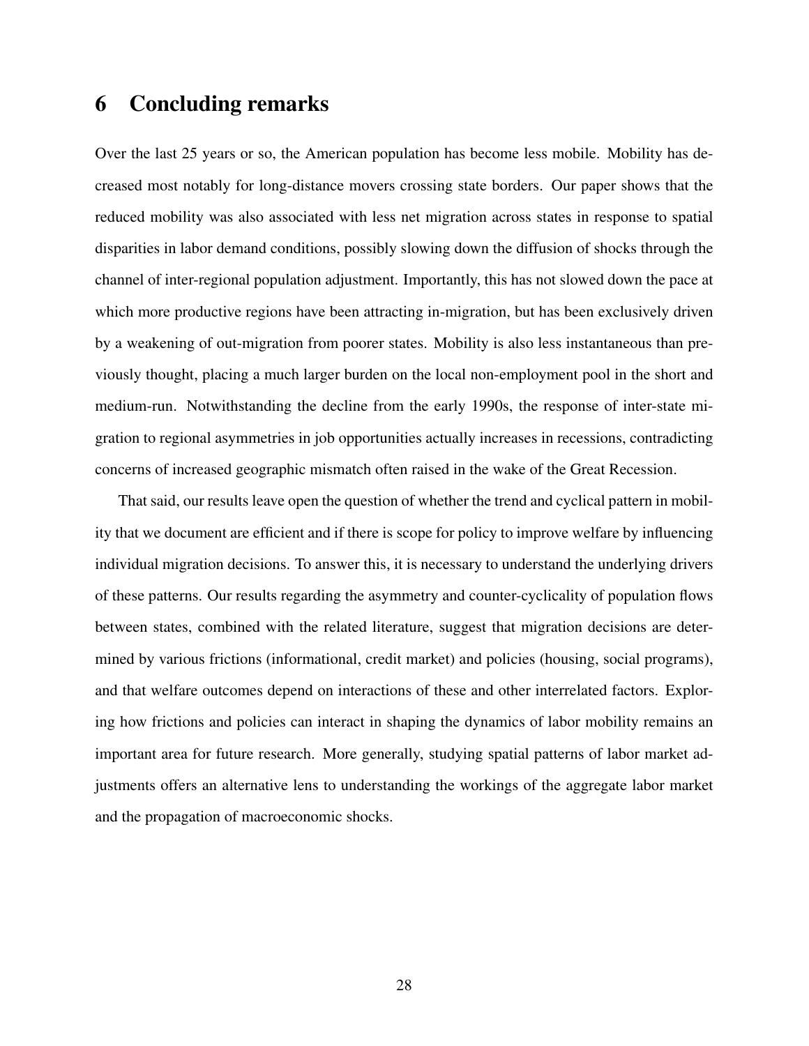# 6 Concluding remarks

Over the last 25 years or so, the American population has become less mobile. Mobility has decreased most notably for long-distance movers crossing state borders. Our paper shows that the reduced mobility was also associated with less net migration across states in response to spatial disparities in labor demand conditions, possibly slowing down the diffusion of shocks through the channel of inter-regional population adjustment. Importantly, this has not slowed down the pace at which more productive regions have been attracting in-migration, but has been exclusively driven by a weakening of out-migration from poorer states. Mobility is also less instantaneous than previously thought, placing a much larger burden on the local non-employment pool in the short and medium-run. Notwithstanding the decline from the early 1990s, the response of inter-state migration to regional asymmetries in job opportunities actually increases in recessions, contradicting concerns of increased geographic mismatch often raised in the wake of the Great Recession.

That said, our results leave open the question of whether the trend and cyclical pattern in mobility that we document are efficient and if there is scope for policy to improve welfare by influencing individual migration decisions. To answer this, it is necessary to understand the underlying drivers of these patterns. Our results regarding the asymmetry and counter-cyclicality of population flows between states, combined with the related literature, suggest that migration decisions are determined by various frictions (informational, credit market) and policies (housing, social programs), and that welfare outcomes depend on interactions of these and other interrelated factors. Exploring how frictions and policies can interact in shaping the dynamics of labor mobility remains an important area for future research. More generally, studying spatial patterns of labor market adjustments offers an alternative lens to understanding the workings of the aggregate labor market and the propagation of macroeconomic shocks.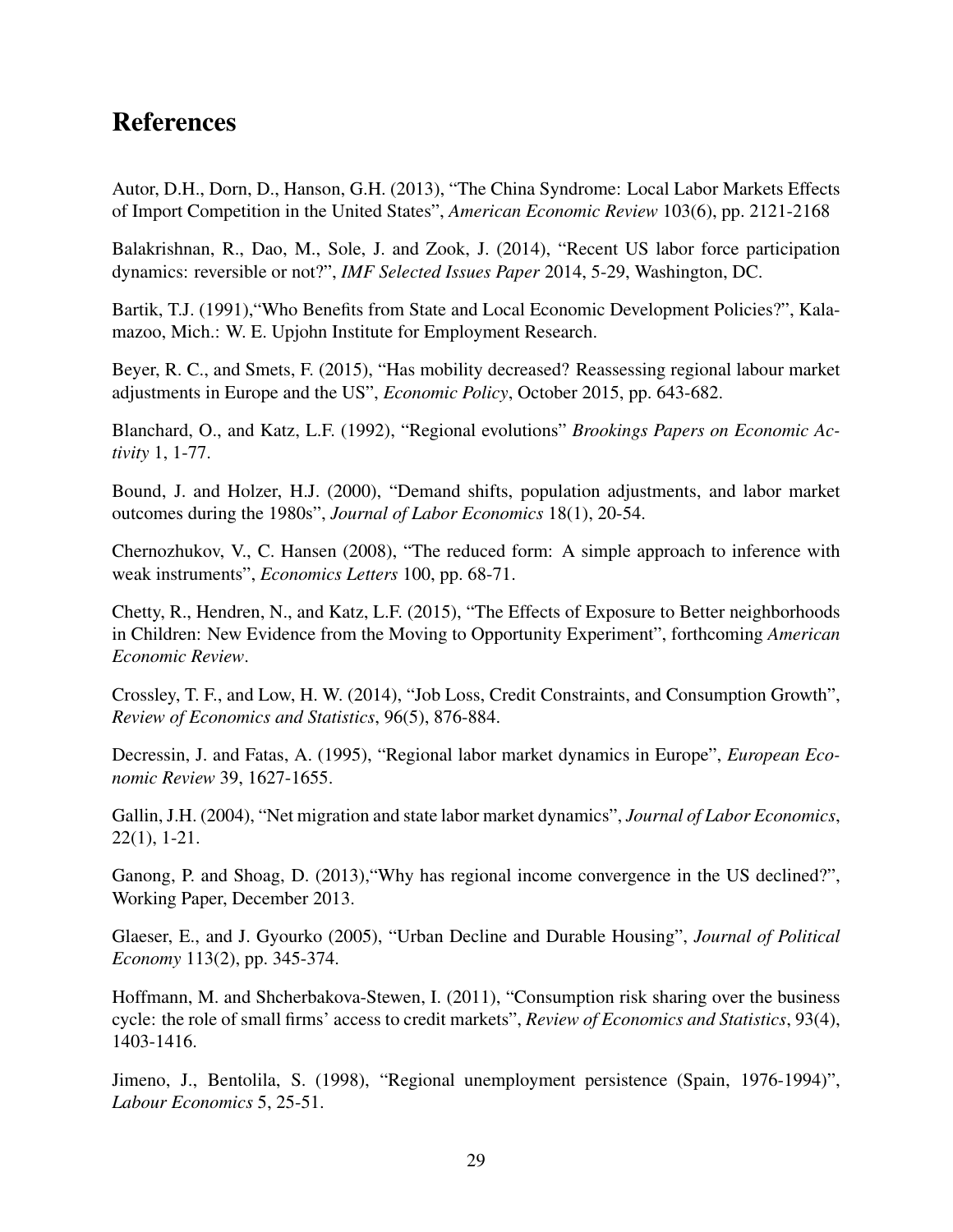# References

Autor, D.H., Dorn, D., Hanson, G.H. (2013), “The China Syndrome: Local Labor Markets Effects of Import Competition in the United States”, *American Economic Review* 103(6), pp. 2121-2168

Balakrishnan, R., Dao, M., Sole, J. and Zook, J. (2014), “Recent US labor force participation dynamics: reversible or not?”, *IMF Selected Issues Paper* 2014, 5-29, Washington, DC.

Bartik, T.J. (1991),“Who Benefits from State and Local Economic Development Policies?”, Kalamazoo, Mich.: W. E. Upjohn Institute for Employment Research.

Beyer, R. C., and Smets, F. (2015), “Has mobility decreased? Reassessing regional labour market adjustments in Europe and the US”, *Economic Policy*, October 2015, pp. 643-682.

Blanchard, O., and Katz, L.F. (1992), “Regional evolutions” *Brookings Papers on Economic Activity* 1, 1-77.

Bound, J. and Holzer, H.J. (2000), “Demand shifts, population adjustments, and labor market outcomes during the 1980s”, *Journal of Labor Economics* 18(1), 20-54.

Chernozhukov, V., C. Hansen (2008), “The reduced form: A simple approach to inference with weak instruments”, *Economics Letters* 100, pp. 68-71.

Chetty, R., Hendren, N., and Katz, L.F. (2015), “The Effects of Exposure to Better neighborhoods in Children: New Evidence from the Moving to Opportunity Experiment”, forthcoming *American Economic Review*.

Crossley, T. F., and Low, H. W. (2014), “Job Loss, Credit Constraints, and Consumption Growth”, *Review of Economics and Statistics*, 96(5), 876-884.

Decressin, J. and Fatas, A. (1995), “Regional labor market dynamics in Europe”, *European Economic Review* 39, 1627-1655.

Gallin, J.H. (2004), “Net migration and state labor market dynamics”, *Journal of Labor Economics*, 22(1), 1-21.

Ganong, P. and Shoag, D. (2013),“Why has regional income convergence in the US declined?”, Working Paper, December 2013.

Glaeser, E., and J. Gyourko (2005), “Urban Decline and Durable Housing”, *Journal of Political Economy* 113(2), pp. 345-374.

Hoffmann, M. and Shcherbakova-Stewen, I. (2011), “Consumption risk sharing over the business cycle: the role of small firms’ access to credit markets”, *Review of Economics and Statistics*, 93(4), 1403-1416.

Jimeno, J., Bentolila, S. (1998), “Regional unemployment persistence (Spain, 1976-1994)”, *Labour Economics* 5, 25-51.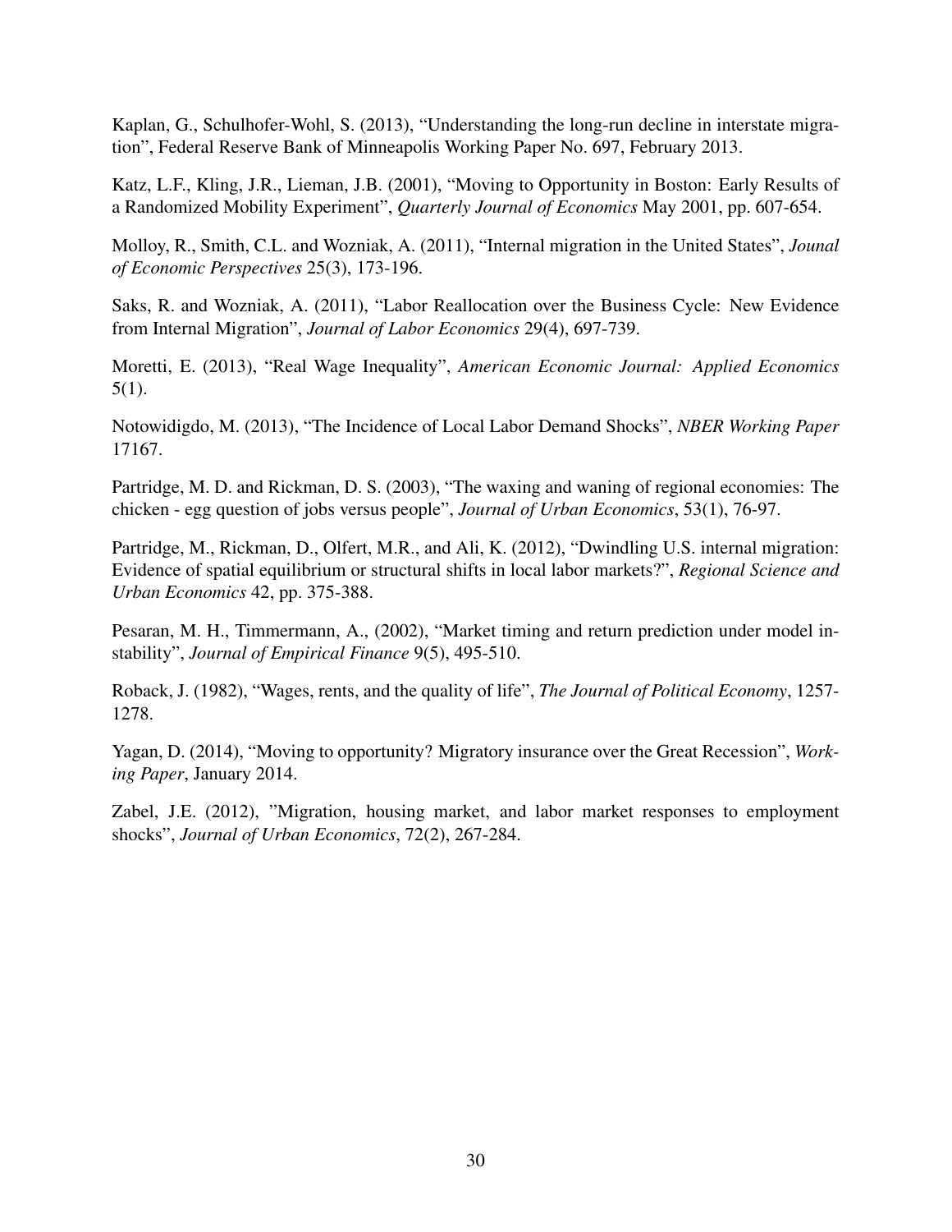Kaplan, G., Schulhofer-Wohl, S. (2013), "Understanding the long-run decline in interstate migration", Federal Reserve Bank of Minneapolis Working Paper No. 697, February 2013.

Katz, L.F., Kling, J.R., Lieman, J.B. (2001), "Moving to Opportunity in Boston: Early Results of a Randomized Mobility Experiment", *Quarterly Journal of Economics* May 2001, pp. 607-654.

Molloy, R., Smith, C.L. and Wozniak, A. (2011), "Internal migration in the United States", *Jounal of Economic Perspectives* 25(3), 173-196.

Saks, R. and Wozniak, A. (2011), "Labor Reallocation over the Business Cycle: New Evidence from Internal Migration", *Journal of Labor Economics* 29(4), 697-739.

Moretti, E. (2013), "Real Wage Inequality", *American Economic Journal: Applied Economics* 5(1).

Notowidigdo, M. (2013), "The Incidence of Local Labor Demand Shocks", *NBER Working Paper* 17167.

Partridge, M. D. and Rickman, D. S. (2003), "The waxing and waning of regional economies: The chicken - egg question of jobs versus people", *Journal of Urban Economics*, 53(1), 76-97.

Partridge, M., Rickman, D., Olfert, M.R., and Ali, K. (2012), "Dwindling U.S. internal migration: Evidence of spatial equilibrium or structural shifts in local labor markets?", *Regional Science and Urban Economics* 42, pp. 375-388.

Pesaran, M. H., Timmermann, A., (2002), "Market timing and return prediction under model instability", *Journal of Empirical Finance* 9(5), 495-510.

Roback, J. (1982), "Wages, rents, and the quality of life", *The Journal of Political Economy*, 1257-1278.

Yagan, D. (2014), "Moving to opportunity? Migratory insurance over the Great Recession", *Working Paper*, January 2014.

Zabel, J.E. (2012), "Migration, housing market, and labor market responses to employment shocks", *Journal of Urban Economics*, 72(2), 267-284.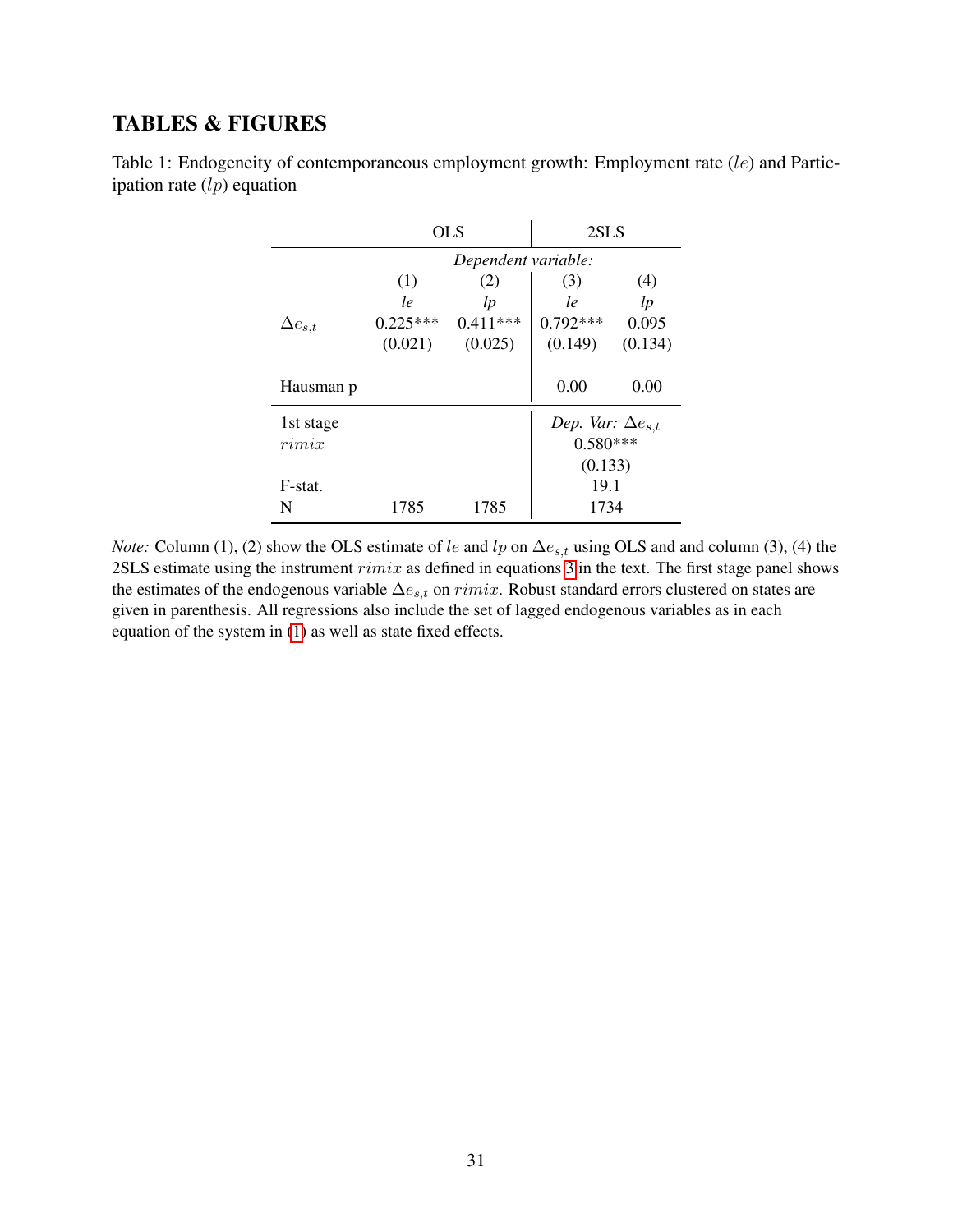## TABLES & FIGURES

Table 1: Endogeneity of contemporaneous employment growth: Employment rate ($le$) and Participation rate ($lp$) equation

| | OLS | | 2SLS | |
|---|---|---|---|---|
| | *Dependent variable:* | | | |
| | (1) | (2) | (3) | (4) |
| | *le* | *lp* | *le* | *lp* |
| $\Delta e_{s,t}$ | 0.225*** | 0.411*** | 0.792*** | 0.095 |
| | (0.021) | (0.025) | (0.149) | (0.134) |
| Hausman p | | | 0.00 | 0.00 |
| 1st stage | | | *Dep. Var:* $\Delta e_{s,t}$ | |
| $rimix$ | | | 0.580*** | |
| | | | (0.133) | |
| F-stat. | | | 19.1 | |
| N | 1785 | 1785 | 1734 | |

*Note:* Column (1), (2) show the OLS estimate of $le$ and $lp$ on $\Delta e_{s,t}$ using OLS and and column (3), (4) the 2SLS estimate using the instrument $rimix$ as defined in equations 3 in the text. The first stage panel shows the estimates of the endogenous variable $\Delta e_{s,t}$ on $rimix$. Robust standard errors clustered on states are given in parenthesis. All regressions also include the set of lagged endogenous variables as in each equation of the system in (1) as well as state fixed effects.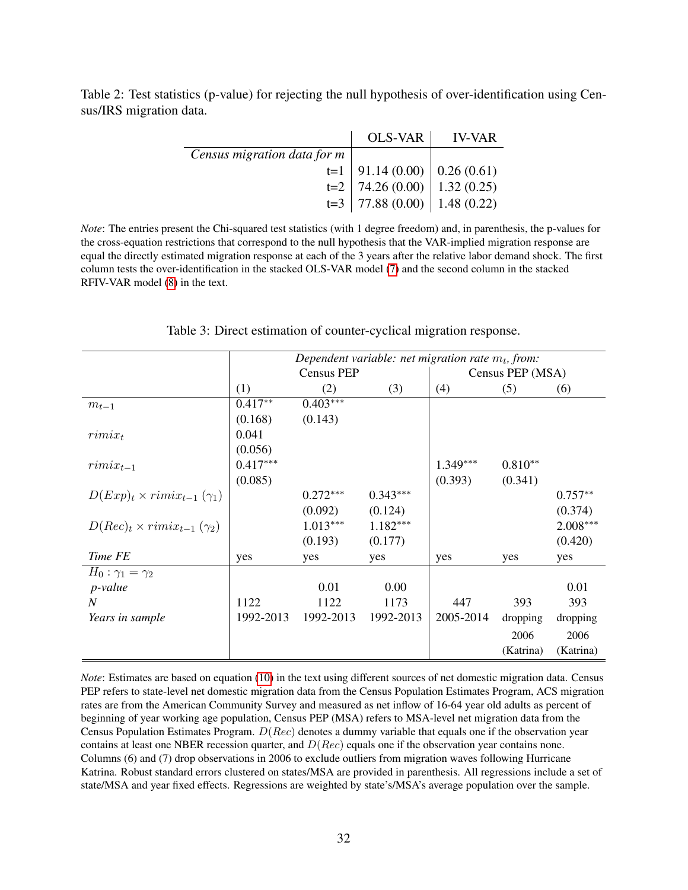Table 2: Test statistics (p-value) for rejecting the null hypothesis of over-identification using Census/IRS migration data.

| | OLS-VAR | IV-VAR |
|---|---|---|
| *Census migration data for m* | | |
| t=1 | 91.14 (0.00) | 0.26 (0.61) |
| t=2 | 74.26 (0.00) | 1.32 (0.25) |
| t=3 | 77.88 (0.00) | 1.48 (0.22) |

*Note*: The entries present the Chi-squared test statistics (with 1 degree freedom) and, in parenthesis, the p-values for the cross-equation restrictions that correspond to the null hypothesis that the VAR-implied migration response are equal the directly estimated migration response at each of the 3 years after the relative labor demand shock. The first column tests the over-identification in the stacked OLS-VAR model (7) and the second column in the stacked RFIV-VAR model (8) in the text.

Table 3: Direct estimation of counter-cyclical migration response.

| | *Dependent variable: net migration rate $m_t$, from:* | | | | | |
|---|---|---|---|---|---|---|
| | Census PEP | | | Census PEP (MSA) | | |
| | (1) | (2) | (3) | (4) | (5) | (6) |
| $m_{t-1}$ | $0.417^{**}$ | $0.403^{***}$ | | | | |
| | (0.168) | (0.143) | | | | |
| $rimix_t$ | 0.041 | | | | | |
| | (0.056) | | | | | |
| $rimix_{t-1}$ | $0.417^{***}$ | | | $1.349^{***}$ | $0.810^{**}$ | |
| | (0.085) | | | (0.393) | (0.341) | |
| $D(Exp)_t \times rimix_{t-1}$ ($\gamma_1$) | | $0.272^{***}$ | $0.343^{***}$ | | | $0.757^{**}$ |
| | | (0.092) | (0.124) | | | (0.374) |
| $D(Rec)_t \times rimix_{t-1}$ ($\gamma_2$) | | $1.013^{***}$ | $1.182^{***}$ | | | $2.008^{***}$ |
| | | (0.193) | (0.177) | | | (0.420) |
| *Time FE* | yes | yes | yes | yes | yes | yes |
| $H_0 : \gamma_1 = \gamma_2$ | | | | | | |
| *p-value* | | 0.01 | 0.00 | | | 0.01 |
| *N* | 1122 | 1122 | 1173 | 447 | 393 | 393 |
| *Years in sample* | 1992-2013 | 1992-2013 | 1992-2013 | 2005-2014 | dropping 2006 (Katrina) | dropping 2006 (Katrina) |

*Note*: Estimates are based on equation (10) in the text using different sources of net domestic migration data. Census PEP refers to state-level net domestic migration data from the Census Population Estimates Program, ACS migration rates are from the American Community Survey and measured as net inflow of 16-64 year old adults as percent of beginning of year working age population, Census PEP (MSA) refers to MSA-level net migration data from the Census Population Estimates Program. $D(Rec)$ denotes a dummy variable that equals one if the observation year contains at least one NBER recession quarter, and $D(Rec)$ equals one if the observation year contains none. Columns (6) and (7) drop observations in 2006 to exclude outliers from migration waves following Hurricane Katrina. Robust standard errors clustered on states/MSA are provided in parenthesis. All regressions include a set of state/MSA and year fixed effects. Regressions are weighted by state's/MSA's average population over the sample.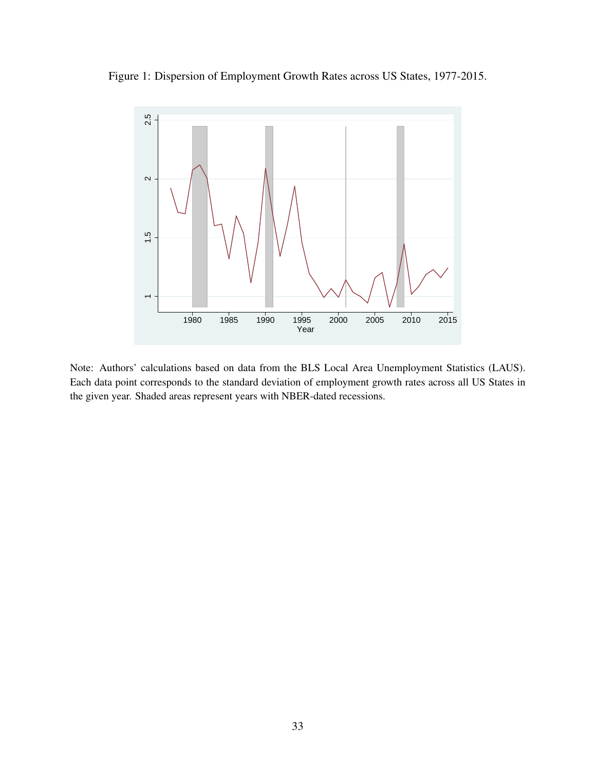Figure 1: Dispersion of Employment Growth Rates across US States, 1977-2015.

Note: Authors' calculations based on data from the BLS Local Area Unemployment Statistics (LAUS). Each data point corresponds to the standard deviation of employment growth rates across all US States in the given year. Shaded areas represent years with NBER-dated recessions.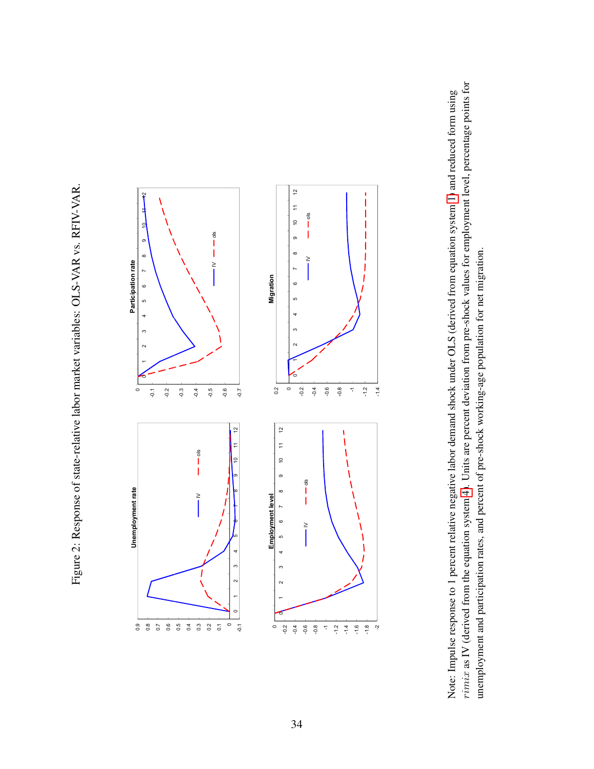Figure 2: Response of state-relative labor market variables: OLS-VAR vs. RFIV-VAR.

Note: Impulse response to 1 percent relative negative labor demand shock under OLS (derived from equation system [1]) and reduced form using $rimix$ as IV (derived from the equation system [4]). Units are percent deviation from pre-shock values for employment level, percentage points for unemployment and participation rates, and percent of pre-shock working-age population for net migration.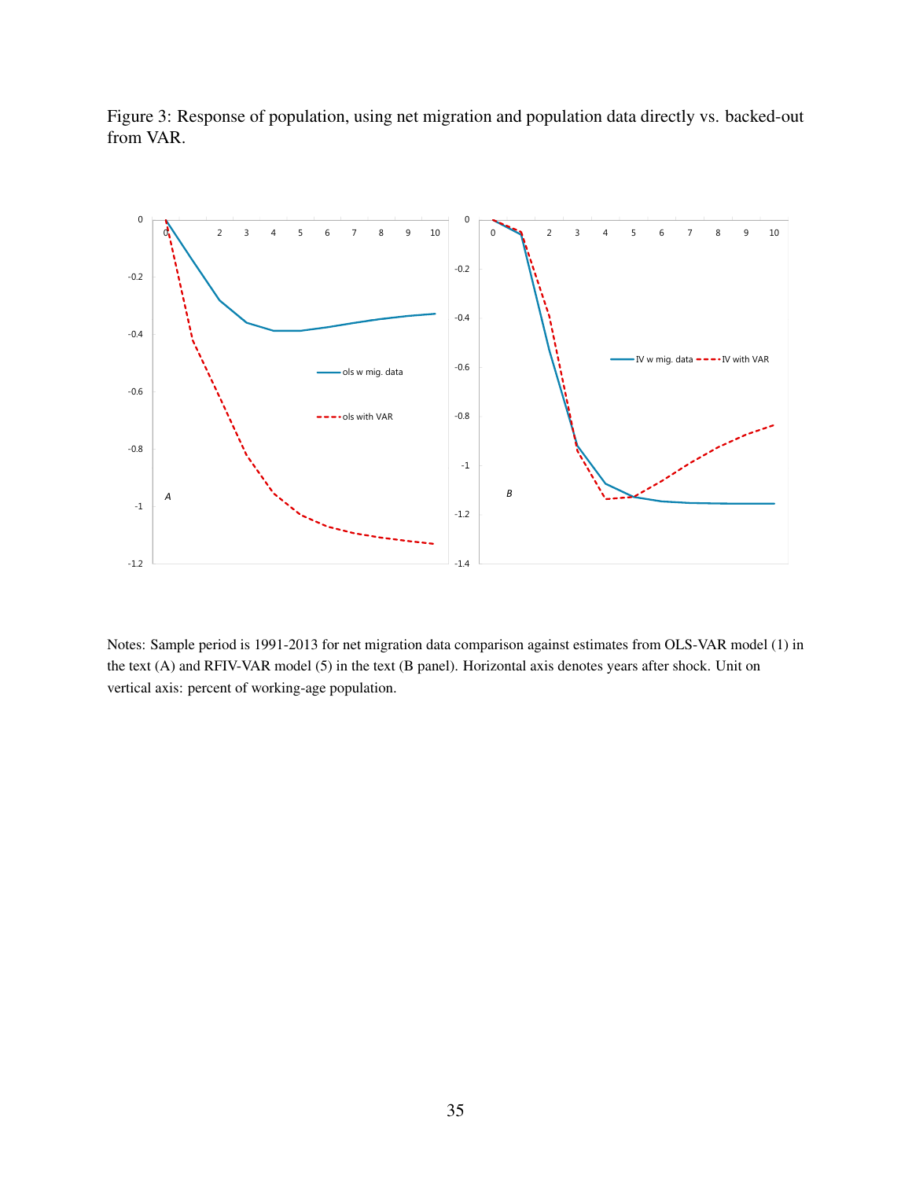Figure 3: Response of population, using net migration and population data directly vs. backed-out from VAR.

Notes: Sample period is 1991-2013 for net migration data comparison against estimates from OLS-VAR model (1) in the text (A) and RFIV-VAR model (5) in the text (B panel). Horizontal axis denotes years after shock. Unit on vertical axis: percent of working-age population.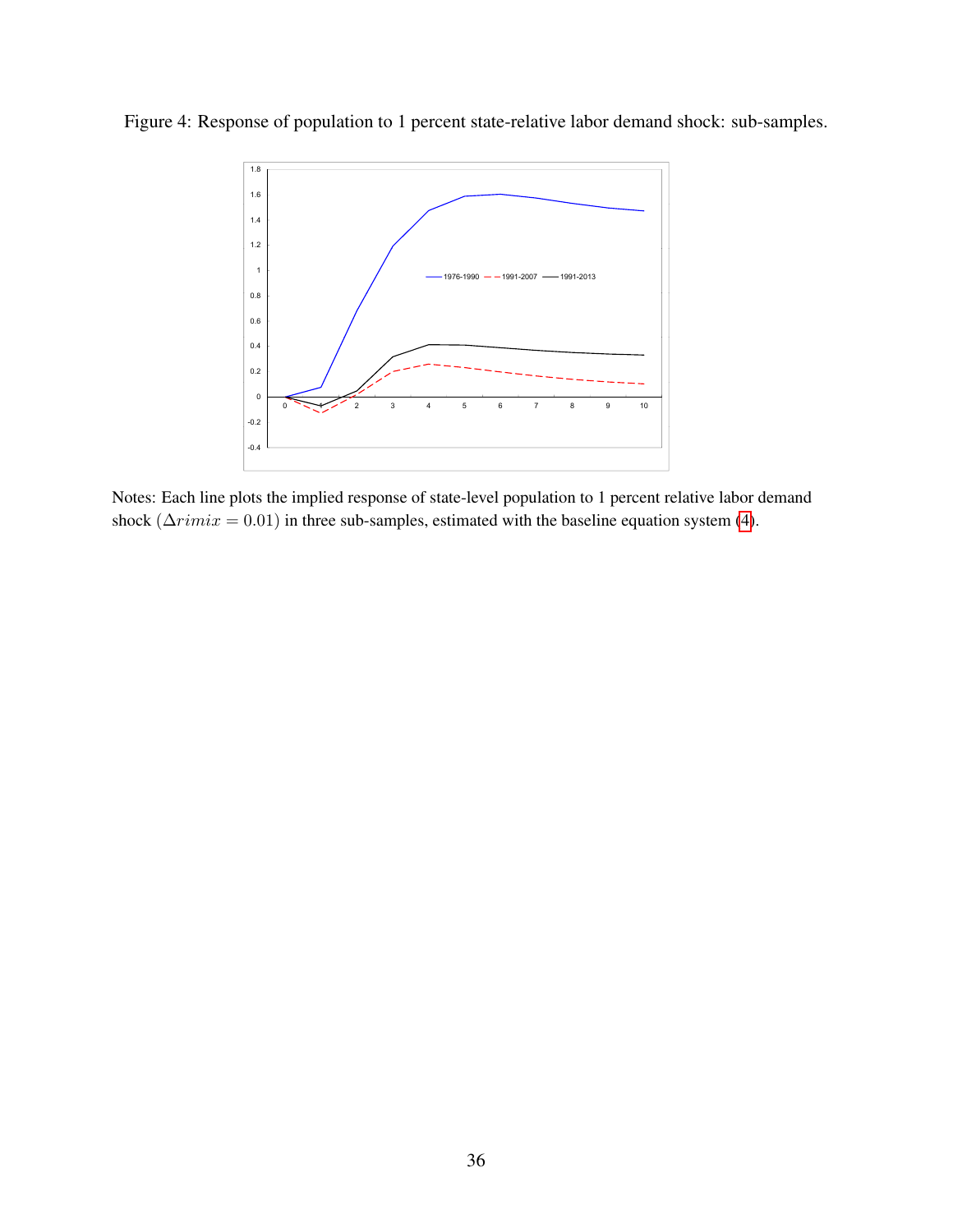Figure 4: Response of population to 1 percent state-relative labor demand shock: sub-samples.

Notes: Each line plots the implied response of state-level population to 1 percent relative labor demand shock ($\Delta rimix = 0.01$) in three sub-samples, estimated with the baseline equation system (4).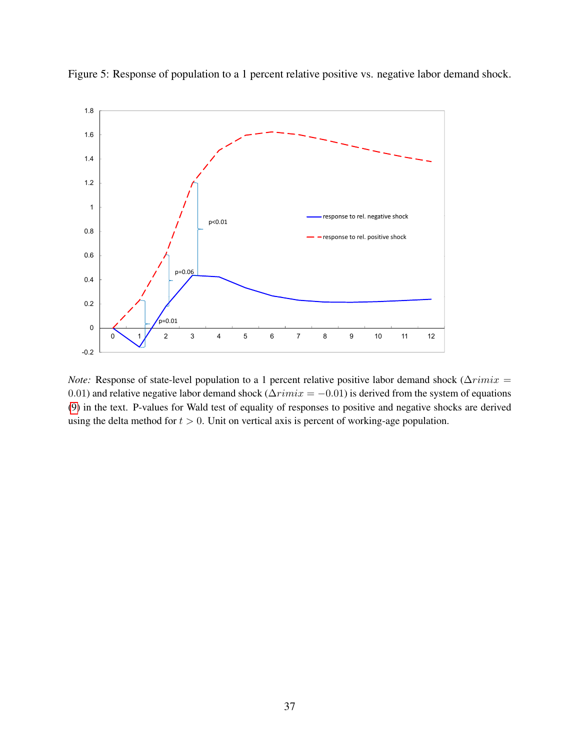Figure 5: Response of population to a 1 percent relative positive vs. negative labor demand shock.

*Note:* Response of state-level population to a 1 percent relative positive labor demand shock ($\Delta rimix = 0.01$) and relative negative labor demand shock ($\Delta rimix = -0.01$) is derived from the system of equations (9) in the text. P-values for Wald test of equality of responses to positive and negative shocks are derived using the delta method for $t > 0$. Unit on vertical axis is percent of working-age population.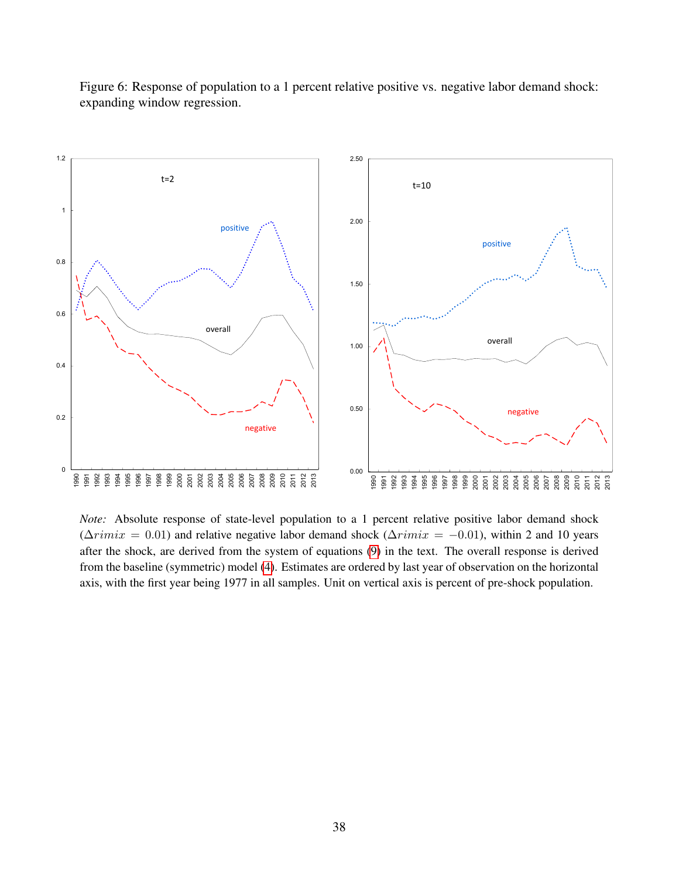Figure 6: Response of population to a 1 percent relative positive vs. negative labor demand shock: expanding window regression.

t=2

1.2
1
0.8
0.6
0.4
0.2
0

positive
overall
negative

1990 1991 1992 1993 1994 1995 1996 1997 1998 1999 2000 2001 2002 2003 2004 2005 2006 2007 2008 2009 2010 2011 2012 2013

t=10

2.50
2.00
1.50
1.00
0.50
0.00

positive
overall
negative

1990 1991 1992 1993 1994 1995 1996 1997 1998 1999 2000 2001 2002 2003 2004 2005 2006 2007 2008 2009 2010 2011 2012 2013

*Note:* Absolute response of state-level population to a 1 percent relative positive labor demand shock ($\Delta rimix = 0.01$) and relative negative labor demand shock ($\Delta rimix = -0.01$), within 2 and 10 years after the shock, are derived from the system of equations (9) in the text. The overall response is derived from the baseline (symmetric) model (4). Estimates are ordered by last year of observation on the horizontal axis, with the first year being 1977 in all samples. Unit on vertical axis is percent of pre-shock population.